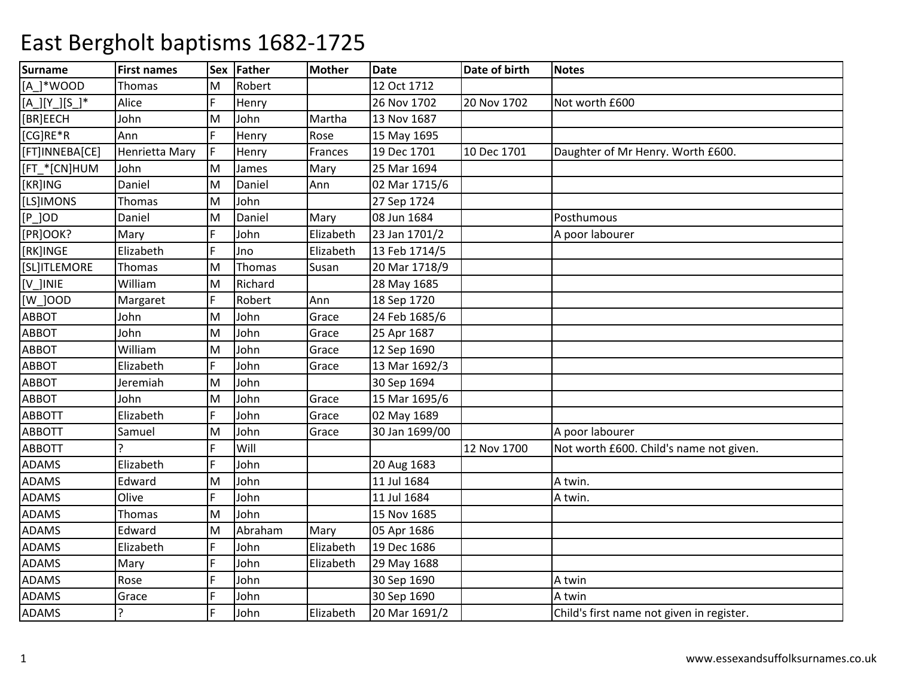# East Bergholt baptisms 1682-1725

| Surname | First names | Sex | Father | Mother | Date | Date of birth | Notes |
|---|---|---|---|---|---|---|---|
| [A_]*WOOD | Thomas | M | Robert | | 12 Oct 1712 | | |
| [A_][Y_][S_]* | Alice | F | Henry | | 26 Nov 1702 | 20 Nov 1702 | Not worth £600 |
| [BR]EECH | John | M | John | Martha | 13 Nov 1687 | | |
| [CG]RE*R | Ann | F | Henry | Rose | 15 May 1695 | | |
| [FT]INNEBA[CE] | Henrietta Mary | F | Henry | Frances | 19 Dec 1701 | 10 Dec 1701 | Daughter of Mr Henry. Worth £600. |
| [FT_*[CN]HUM | John | M | James | Mary | 25 Mar 1694 | | |
| [KR]ING | Daniel | M | Daniel | Ann | 02 Mar 1715/6 | | |
| [LS]IMONS | Thomas | M | John | | 27 Sep 1724 | | |
| [P_]OD | Daniel | M | Daniel | Mary | 08 Jun 1684 | | Posthumous |
| [PR]OOK? | Mary | F | John | Elizabeth | 23 Jan 1701/2 | | A poor labourer |
| [RK]INGE | Elizabeth | F | Jno | Elizabeth | 13 Feb 1714/5 | | |
| [SL]ITLEMORE | Thomas | M | Thomas | Susan | 20 Mar 1718/9 | | |
| [V_]INIE | William | M | Richard | | 28 May 1685 | | |
| [W_]OOD | Margaret | F | Robert | Ann | 18 Sep 1720 | | |
| ABBOT | John | M | John | Grace | 24 Feb 1685/6 | | |
| ABBOT | John | M | John | Grace | 25 Apr 1687 | | |
| ABBOT | William | M | John | Grace | 12 Sep 1690 | | |
| ABBOT | Elizabeth | F | John | Grace | 13 Mar 1692/3 | | |
| ABBOT | Jeremiah | M | John | | 30 Sep 1694 | | |
| ABBOT | John | M | John | Grace | 15 Mar 1695/6 | | |
| ABBOTT | Elizabeth | F | John | Grace | 02 May 1689 | | |
| ABBOTT | Samuel | M | John | Grace | 30 Jan 1699/00 | | A poor labourer |
| ABBOTT | ? | F | Will | | | 12 Nov 1700 | Not worth £600. Child's name not given. |
| ADAMS | Elizabeth | F | John | | 20 Aug 1683 | | |
| ADAMS | Edward | M | John | | 11 Jul 1684 | | A twin. |
| ADAMS | Olive | F | John | | 11 Jul 1684 | | A twin. |
| ADAMS | Thomas | M | John | | 15 Nov 1685 | | |
| ADAMS | Edward | M | Abraham | Mary | 05 Apr 1686 | | |
| ADAMS | Elizabeth | F | John | Elizabeth | 19 Dec 1686 | | |
| ADAMS | Mary | F | John | Elizabeth | 29 May 1688 | | |
| ADAMS | Rose | F | John | | 30 Sep 1690 | | A twin |
| ADAMS | Grace | F | John | | 30 Sep 1690 | | A twin |
| ADAMS | ? | F | John | Elizabeth | 20 Mar 1691/2 | | Child's first name not given in register. |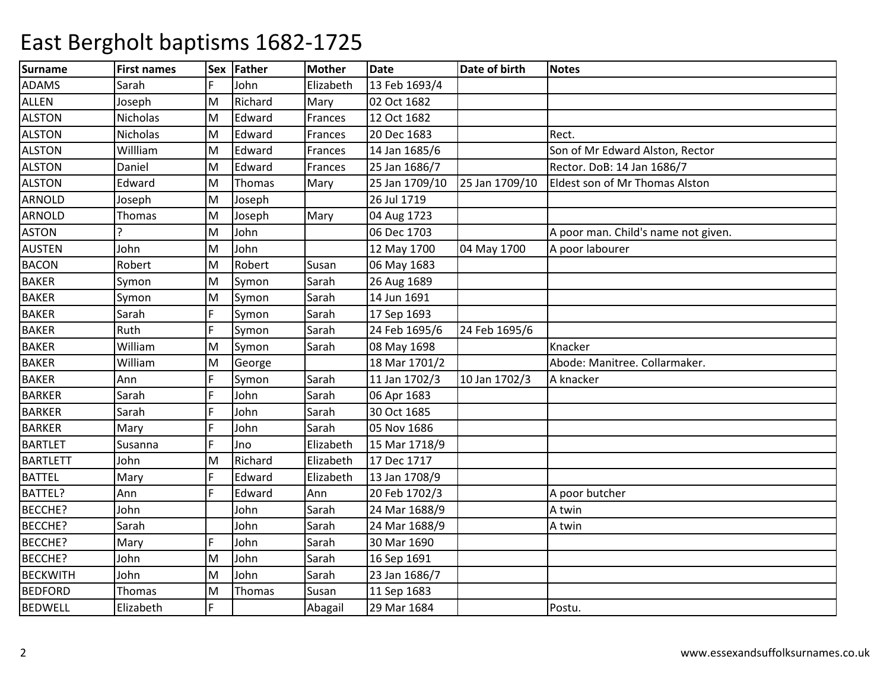# East Bergholt baptisms 1682-1725

| Surname | First names | Sex | Father | Mother | Date | Date of birth | Notes |
|---|---|---|---|---|---|---|---|
| ADAMS | Sarah | F | John | Elizabeth | 13 Feb 1693/4 | | |
| ALLEN | Joseph | M | Richard | Mary | 02 Oct 1682 | | |
| ALSTON | Nicholas | M | Edward | Frances | 12 Oct 1682 | | |
| ALSTON | Nicholas | M | Edward | Frances | 20 Dec 1683 | | Rect. |
| ALSTON | Willliam | M | Edward | Frances | 14 Jan 1685/6 | | Son of Mr Edward Alston, Rector |
| ALSTON | Daniel | M | Edward | Frances | 25 Jan 1686/7 | | Rector. DoB: 14 Jan 1686/7 |
| ALSTON | Edward | M | Thomas | Mary | 25 Jan 1709/10 | 25 Jan 1709/10 | Eldest son of Mr Thomas Alston |
| ARNOLD | Joseph | M | Joseph | | 26 Jul 1719 | | |
| ARNOLD | Thomas | M | Joseph | Mary | 04 Aug 1723 | | |
| ASTON | ? | M | John | | 06 Dec 1703 | | A poor man. Child's name not given. |
| AUSTEN | John | M | John | | 12 May 1700 | 04 May 1700 | A poor labourer |
| BACON | Robert | M | Robert | Susan | 06 May 1683 | | |
| BAKER | Symon | M | Symon | Sarah | 26 Aug 1689 | | |
| BAKER | Symon | M | Symon | Sarah | 14 Jun 1691 | | |
| BAKER | Sarah | F | Symon | Sarah | 17 Sep 1693 | | |
| BAKER | Ruth | F | Symon | Sarah | 24 Feb 1695/6 | 24 Feb 1695/6 | |
| BAKER | William | M | Symon | Sarah | 08 May 1698 | | Knacker |
| BAKER | William | M | George | | 18 Mar 1701/2 | | Abode: Manitree. Collarmaker. |
| BAKER | Ann | F | Symon | Sarah | 11 Jan 1702/3 | 10 Jan 1702/3 | A knacker |
| BARKER | Sarah | F | John | Sarah | 06 Apr 1683 | | |
| BARKER | Sarah | F | John | Sarah | 30 Oct 1685 | | |
| BARKER | Mary | F | John | Sarah | 05 Nov 1686 | | |
| BARTLET | Susanna | F | Jno | Elizabeth | 15 Mar 1718/9 | | |
| BARTLETT | John | M | Richard | Elizabeth | 17 Dec 1717 | | |
| BATTEL | Mary | F | Edward | Elizabeth | 13 Jan 1708/9 | | |
| BATTEL? | Ann | F | Edward | Ann | 20 Feb 1702/3 | | A poor butcher |
| BECCHE? | John | | John | Sarah | 24 Mar 1688/9 | | A twin |
| BECCHE? | Sarah | | John | Sarah | 24 Mar 1688/9 | | A twin |
| BECCHE? | Mary | F | John | Sarah | 30 Mar 1690 | | |
| BECCHE? | John | M | John | Sarah | 16 Sep 1691 | | |
| BECKWITH | John | M | John | Sarah | 23 Jan 1686/7 | | |
| BEDFORD | Thomas | M | Thomas | Susan | 11 Sep 1683 | | |
| BEDWELL | Elizabeth | F | | Abagail | 29 Mar 1684 | | Postu. |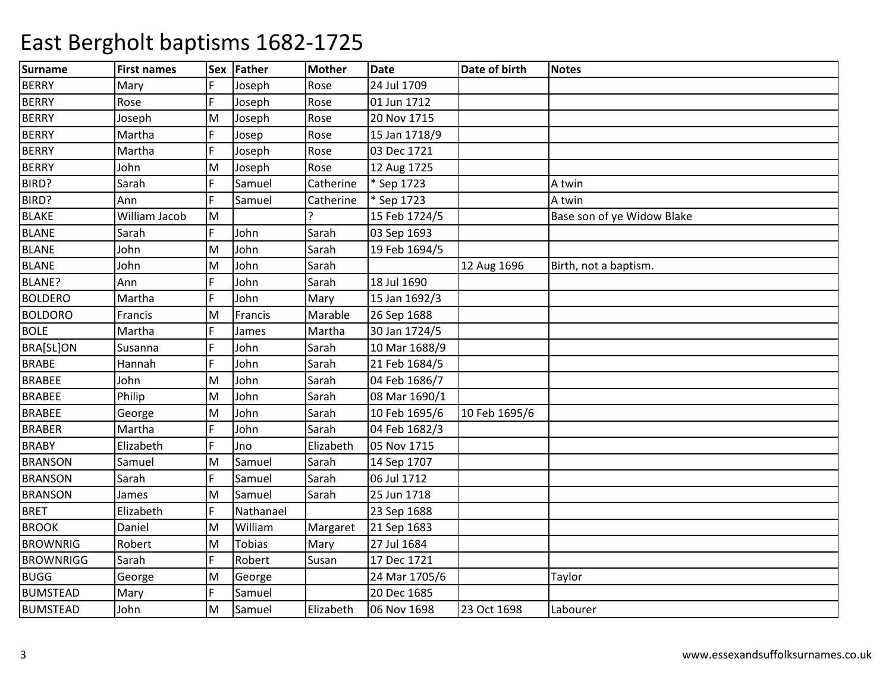# East Bergholt baptisms 1682-1725

| Surname | First names | Sex | Father | Mother | Date | Date of birth | Notes |
|---|---|---|---|---|---|---|---|
| BERRY | Mary | F | Joseph | Rose | 24 Jul 1709 | | |
| BERRY | Rose | F | Joseph | Rose | 01 Jun 1712 | | |
| BERRY | Joseph | M | Joseph | Rose | 20 Nov 1715 | | |
| BERRY | Martha | F | Josep | Rose | 15 Jan 1718/9 | | |
| BERRY | Martha | F | Joseph | Rose | 03 Dec 1721 | | |
| BERRY | John | M | Joseph | Rose | 12 Aug 1725 | | |
| BIRD? | Sarah | F | Samuel | Catherine | * Sep 1723 | | A twin |
| BIRD? | Ann | F | Samuel | Catherine | * Sep 1723 | | A twin |
| BLAKE | William Jacob | M | | ? | 15 Feb 1724/5 | | Base son of ye Widow Blake |
| BLANE | Sarah | F | John | Sarah | 03 Sep 1693 | | |
| BLANE | John | M | John | Sarah | 19 Feb 1694/5 | | |
| BLANE | John | M | John | Sarah | | 12 Aug 1696 | Birth, not a baptism. |
| BLANE? | Ann | F | John | Sarah | 18 Jul 1690 | | |
| BOLDERO | Martha | F | John | Mary | 15 Jan 1692/3 | | |
| BOLDORO | Francis | M | Francis | Marable | 26 Sep 1688 | | |
| BOLE | Martha | F | James | Martha | 30 Jan 1724/5 | | |
| BRA[SL]ON | Susanna | F | John | Sarah | 10 Mar 1688/9 | | |
| BRABE | Hannah | F | John | Sarah | 21 Feb 1684/5 | | |
| BRABEE | John | M | John | Sarah | 04 Feb 1686/7 | | |
| BRABEE | Philip | M | John | Sarah | 08 Mar 1690/1 | | |
| BRABEE | George | M | John | Sarah | 10 Feb 1695/6 | 10 Feb 1695/6 | |
| BRABER | Martha | F | John | Sarah | 04 Feb 1682/3 | | |
| BRABY | Elizabeth | F | Jno | Elizabeth | 05 Nov 1715 | | |
| BRANSON | Samuel | M | Samuel | Sarah | 14 Sep 1707 | | |
| BRANSON | Sarah | F | Samuel | Sarah | 06 Jul 1712 | | |
| BRANSON | James | M | Samuel | Sarah | 25 Jun 1718 | | |
| BRET | Elizabeth | F | Nathanael | | 23 Sep 1688 | | |
| BROOK | Daniel | M | William | Margaret | 21 Sep 1683 | | |
| BROWNRIG | Robert | M | Tobias | Mary | 27 Jul 1684 | | |
| BROWNRIGG | Sarah | F | Robert | Susan | 17 Dec 1721 | | |
| BUGG | George | M | George | | 24 Mar 1705/6 | | Taylor |
| BUMSTEAD | Mary | F | Samuel | | 20 Dec 1685 | | |
| BUMSTEAD | John | M | Samuel | Elizabeth | 06 Nov 1698 | 23 Oct 1698 | Labourer |

www.essexandsuffolksurnames.co.uk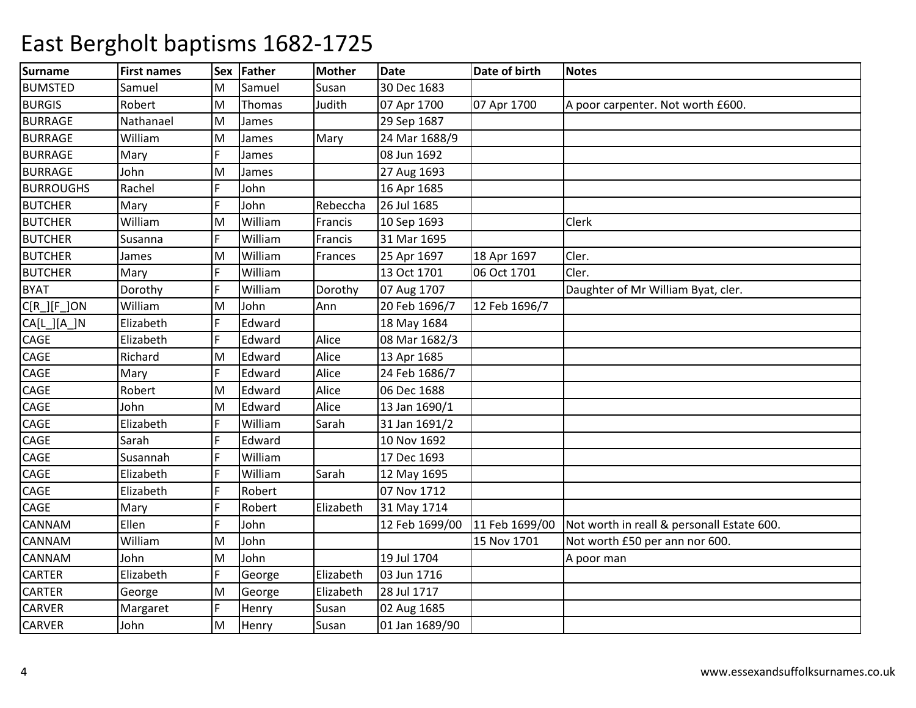# East Bergholt baptisms 1682-1725

| Surname | First names | Sex | Father | Mother | Date | Date of birth | Notes |
|---|---|---|---|---|---|---|---|
| BUMSTED | Samuel | M | Samuel | Susan | 30 Dec 1683 | | |
| BURGIS | Robert | M | Thomas | Judith | 07 Apr 1700 | 07 Apr 1700 | A poor carpenter. Not worth £600. |
| BURRAGE | Nathanael | M | James | | 29 Sep 1687 | | |
| BURRAGE | William | M | James | Mary | 24 Mar 1688/9 | | |
| BURRAGE | Mary | F | James | | 08 Jun 1692 | | |
| BURRAGE | John | M | James | | 27 Aug 1693 | | |
| BURROUGHS | Rachel | F | John | | 16 Apr 1685 | | |
| BUTCHER | Mary | F | John | Rebeccha | 26 Jul 1685 | | |
| BUTCHER | William | M | William | Francis | 10 Sep 1693 | | Clerk |
| BUTCHER | Susanna | F | William | Francis | 31 Mar 1695 | | |
| BUTCHER | James | M | William | Frances | 25 Apr 1697 | 18 Apr 1697 | Cler. |
| BUTCHER | Mary | F | William | | 13 Oct 1701 | 06 Oct 1701 | Cler. |
| BYAT | Dorothy | F | William | Dorothy | 07 Aug 1707 | | Daughter of Mr William Byat, cler. |
| C[R_][F_]ON | William | M | John | Ann | 20 Feb 1696/7 | 12 Feb 1696/7 | |
| CA[L_][A_]N | Elizabeth | F | Edward | | 18 May 1684 | | |
| CAGE | Elizabeth | F | Edward | Alice | 08 Mar 1682/3 | | |
| CAGE | Richard | M | Edward | Alice | 13 Apr 1685 | | |
| CAGE | Mary | F | Edward | Alice | 24 Feb 1686/7 | | |
| CAGE | Robert | M | Edward | Alice | 06 Dec 1688 | | |
| CAGE | John | M | Edward | Alice | 13 Jan 1690/1 | | |
| CAGE | Elizabeth | F | William | Sarah | 31 Jan 1691/2 | | |
| CAGE | Sarah | F | Edward | | 10 Nov 1692 | | |
| CAGE | Susannah | F | William | | 17 Dec 1693 | | |
| CAGE | Elizabeth | F | William | Sarah | 12 May 1695 | | |
| CAGE | Elizabeth | F | Robert | | 07 Nov 1712 | | |
| CAGE | Mary | F | Robert | Elizabeth | 31 May 1714 | | |
| CANNAM | Ellen | F | John | | 12 Feb 1699/00 | 11 Feb 1699/00 | Not worth in reall & personall Estate 600. |
| CANNAM | William | M | John | | | 15 Nov 1701 | Not worth £50 per ann nor 600. |
| CANNAM | John | M | John | | 19 Jul 1704 | | A poor man |
| CARTER | Elizabeth | F | George | Elizabeth | 03 Jun 1716 | | |
| CARTER | George | M | George | Elizabeth | 28 Jul 1717 | | |
| CARVER | Margaret | F | Henry | Susan | 02 Aug 1685 | | |
| CARVER | John | M | Henry | Susan | 01 Jan 1689/90 | | |

www.essexandsuffolksurnames.co.uk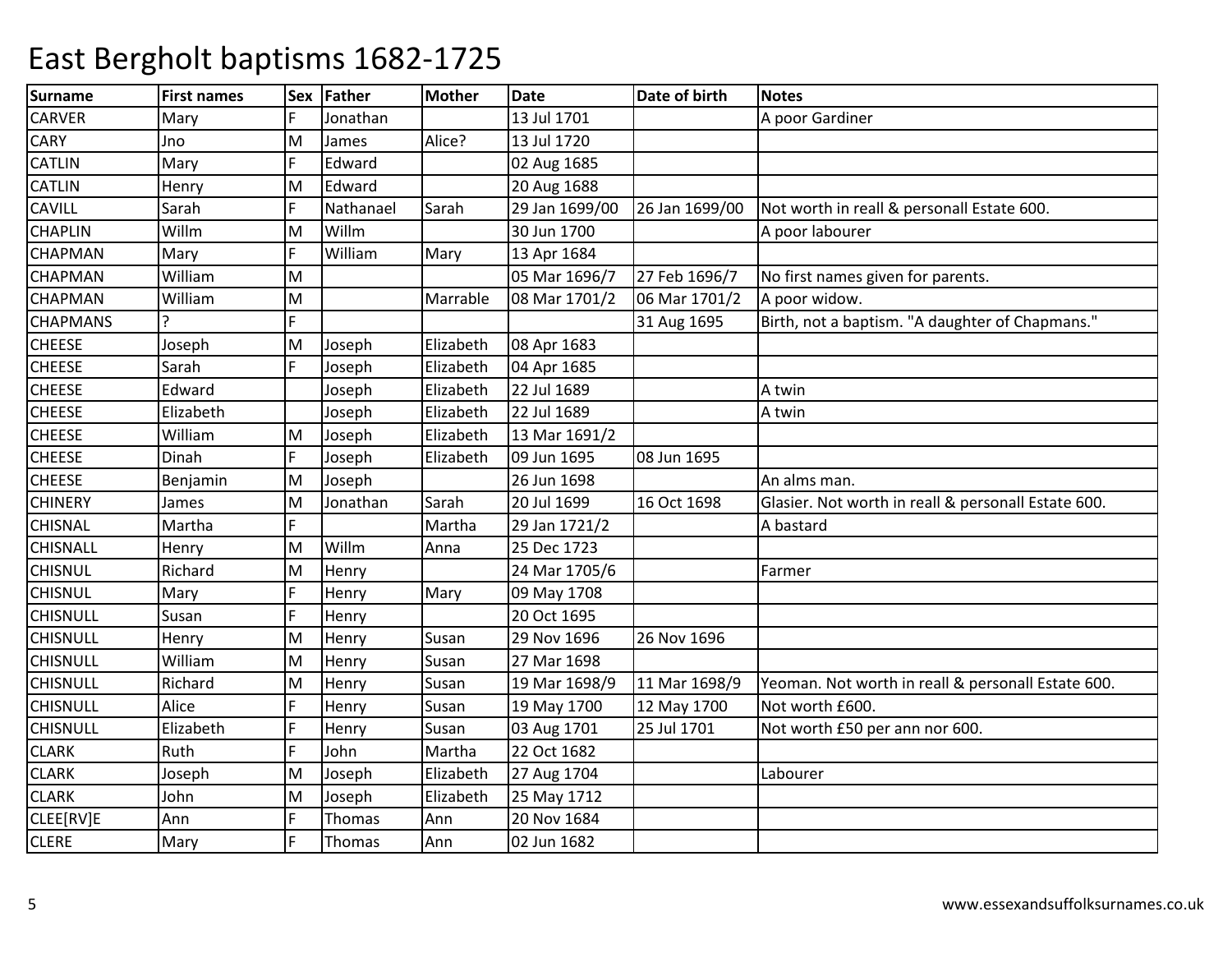# East Bergholt baptisms 1682-1725

| Surname | First names | Sex | Father | Mother | Date | Date of birth | Notes |
|---|---|---|---|---|---|---|---|
| CARVER | Mary | F | Jonathan | | 13 Jul 1701 | | A poor Gardiner |
| CARY | Jno | M | James | Alice? | 13 Jul 1720 | | |
| CATLIN | Mary | F | Edward | | 02 Aug 1685 | | |
| CATLIN | Henry | M | Edward | | 20 Aug 1688 | | |
| CAVILL | Sarah | F | Nathanael | Sarah | 29 Jan 1699/00 | 26 Jan 1699/00 | Not worth in reall & personall Estate 600. |
| CHAPLIN | Willm | M | Willm | | 30 Jun 1700 | | A poor labourer |
| CHAPMAN | Mary | F | William | Mary | 13 Apr 1684 | | |
| CHAPMAN | William | M | | | 05 Mar 1696/7 | 27 Feb 1696/7 | No first names given for parents. |
| CHAPMAN | William | M | | Marrable | 08 Mar 1701/2 | 06 Mar 1701/2 | A poor widow. |
| CHAPMANS | ? | F | | | | 31 Aug 1695 | Birth, not a baptism. "A daughter of Chapmans." |
| CHEESE | Joseph | M | Joseph | Elizabeth | 08 Apr 1683 | | |
| CHEESE | Sarah | F | Joseph | Elizabeth | 04 Apr 1685 | | |
| CHEESE | Edward | | Joseph | Elizabeth | 22 Jul 1689 | | A twin |
| CHEESE | Elizabeth | | Joseph | Elizabeth | 22 Jul 1689 | | A twin |
| CHEESE | William | M | Joseph | Elizabeth | 13 Mar 1691/2 | | |
| CHEESE | Dinah | F | Joseph | Elizabeth | 09 Jun 1695 | 08 Jun 1695 | |
| CHEESE | Benjamin | M | Joseph | | 26 Jun 1698 | | An alms man. |
| CHINERY | James | M | Jonathan | Sarah | 20 Jul 1699 | 16 Oct 1698 | Glasier. Not worth in reall & personall Estate 600. |
| CHISNAL | Martha | F | | Martha | 29 Jan 1721/2 | | A bastard |
| CHISNALL | Henry | M | Willm | Anna | 25 Dec 1723 | | |
| CHISNUL | Richard | M | Henry | | 24 Mar 1705/6 | | Farmer |
| CHISNUL | Mary | F | Henry | Mary | 09 May 1708 | | |
| CHISNULL | Susan | F | Henry | | 20 Oct 1695 | | |
| CHISNULL | Henry | M | Henry | Susan | 29 Nov 1696 | 26 Nov 1696 | |
| CHISNULL | William | M | Henry | Susan | 27 Mar 1698 | | |
| CHISNULL | Richard | M | Henry | Susan | 19 Mar 1698/9 | 11 Mar 1698/9 | Yeoman. Not worth in reall & personall Estate 600. |
| CHISNULL | Alice | F | Henry | Susan | 19 May 1700 | 12 May 1700 | Not worth £600. |
| CHISNULL | Elizabeth | F | Henry | Susan | 03 Aug 1701 | 25 Jul 1701 | Not worth £50 per ann nor 600. |
| CLARK | Ruth | F | John | Martha | 22 Oct 1682 | | |
| CLARK | Joseph | M | Joseph | Elizabeth | 27 Aug 1704 | | Labourer |
| CLARK | John | M | Joseph | Elizabeth | 25 May 1712 | | |
| CLEE[RV]E | Ann | F | Thomas | Ann | 20 Nov 1684 | | |
| CLERE | Mary | F | Thomas | Ann | 02 Jun 1682 | | |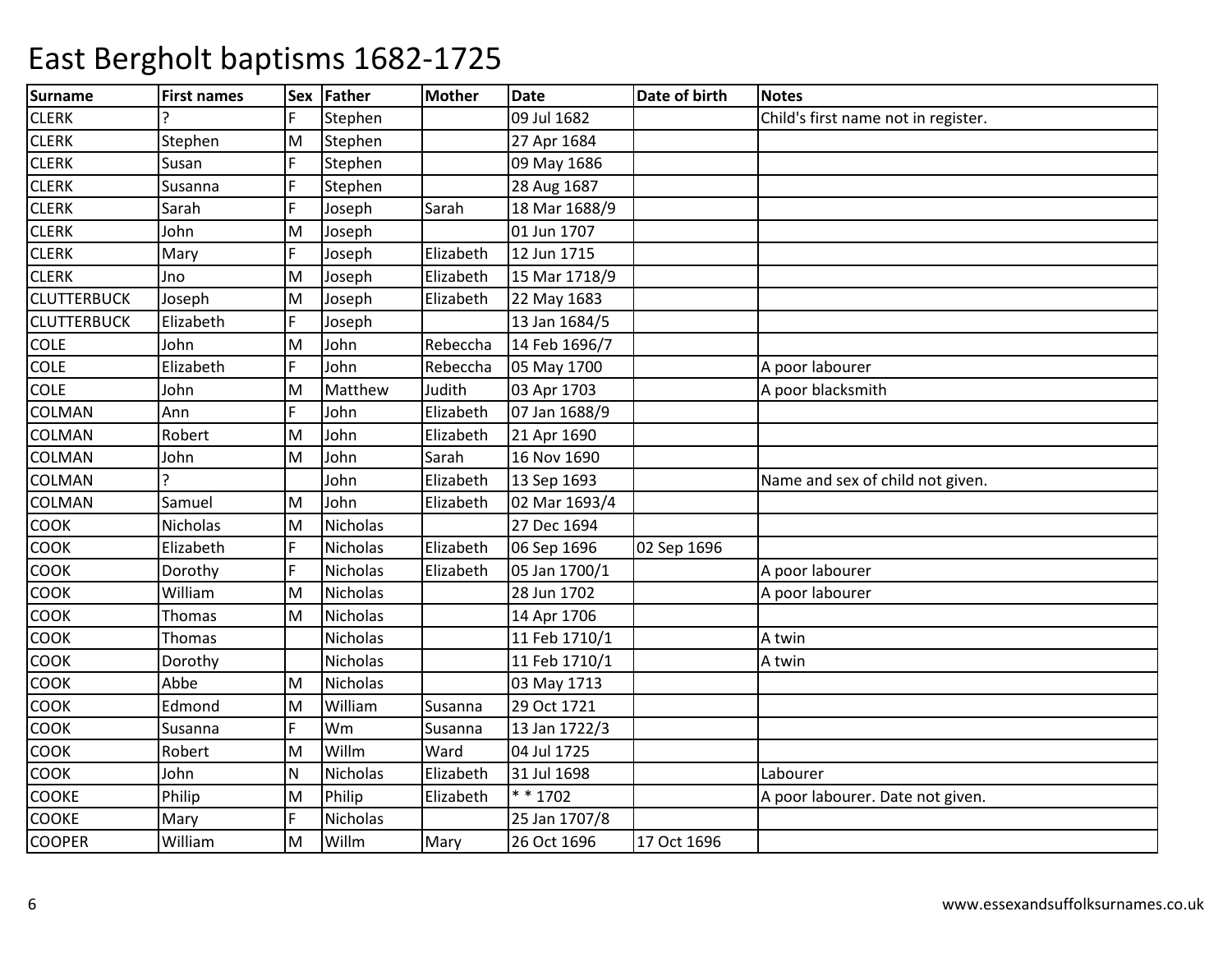# East Bergholt baptisms 1682-1725

| Surname | First names | Sex | Father | Mother | Date | Date of birth | Notes |
|---|---|---|---|---|---|---|---|
| CLERK | ? | F | Stephen | | 09 Jul 1682 | | Child's first name not in register. |
| CLERK | Stephen | M | Stephen | | 27 Apr 1684 | | |
| CLERK | Susan | F | Stephen | | 09 May 1686 | | |
| CLERK | Susanna | F | Stephen | | 28 Aug 1687 | | |
| CLERK | Sarah | F | Joseph | Sarah | 18 Mar 1688/9 | | |
| CLERK | John | M | Joseph | | 01 Jun 1707 | | |
| CLERK | Mary | F | Joseph | Elizabeth | 12 Jun 1715 | | |
| CLERK | Jno | M | Joseph | Elizabeth | 15 Mar 1718/9 | | |
| CLUTTERBUCK | Joseph | M | Joseph | Elizabeth | 22 May 1683 | | |
| CLUTTERBUCK | Elizabeth | F | Joseph | | 13 Jan 1684/5 | | |
| COLE | John | M | John | Rebeccha | 14 Feb 1696/7 | | |
| COLE | Elizabeth | F | John | Rebeccha | 05 May 1700 | | A poor labourer |
| COLE | John | M | Matthew | Judith | 03 Apr 1703 | | A poor blacksmith |
| COLMAN | Ann | F | John | Elizabeth | 07 Jan 1688/9 | | |
| COLMAN | Robert | M | John | Elizabeth | 21 Apr 1690 | | |
| COLMAN | John | M | John | Sarah | 16 Nov 1690 | | |
| COLMAN | ? | | John | Elizabeth | 13 Sep 1693 | | Name and sex of child not given. |
| COLMAN | Samuel | M | John | Elizabeth | 02 Mar 1693/4 | | |
| COOK | Nicholas | M | Nicholas | | 27 Dec 1694 | | |
| COOK | Elizabeth | F | Nicholas | Elizabeth | 06 Sep 1696 | 02 Sep 1696 | |
| COOK | Dorothy | F | Nicholas | Elizabeth | 05 Jan 1700/1 | | A poor labourer |
| COOK | William | M | Nicholas | | 28 Jun 1702 | | A poor labourer |
| COOK | Thomas | M | Nicholas | | 14 Apr 1706 | | |
| COOK | Thomas | | Nicholas | | 11 Feb 1710/1 | | A twin |
| COOK | Dorothy | | Nicholas | | 11 Feb 1710/1 | | A twin |
| COOK | Abbe | M | Nicholas | | 03 May 1713 | | |
| COOK | Edmond | M | William | Susanna | 29 Oct 1721 | | |
| COOK | Susanna | F | Wm | Susanna | 13 Jan 1722/3 | | |
| COOK | Robert | M | Willm | Ward | 04 Jul 1725 | | |
| COOK | John | N | Nicholas | Elizabeth | 31 Jul 1698 | | Labourer |
| COOKE | Philip | M | Philip | Elizabeth | * * 1702 | | A poor labourer. Date not given. |
| COOKE | Mary | F | Nicholas | | 25 Jan 1707/8 | | |
| COOPER | William | M | Willm | Mary | 26 Oct 1696 | 17 Oct 1696 | |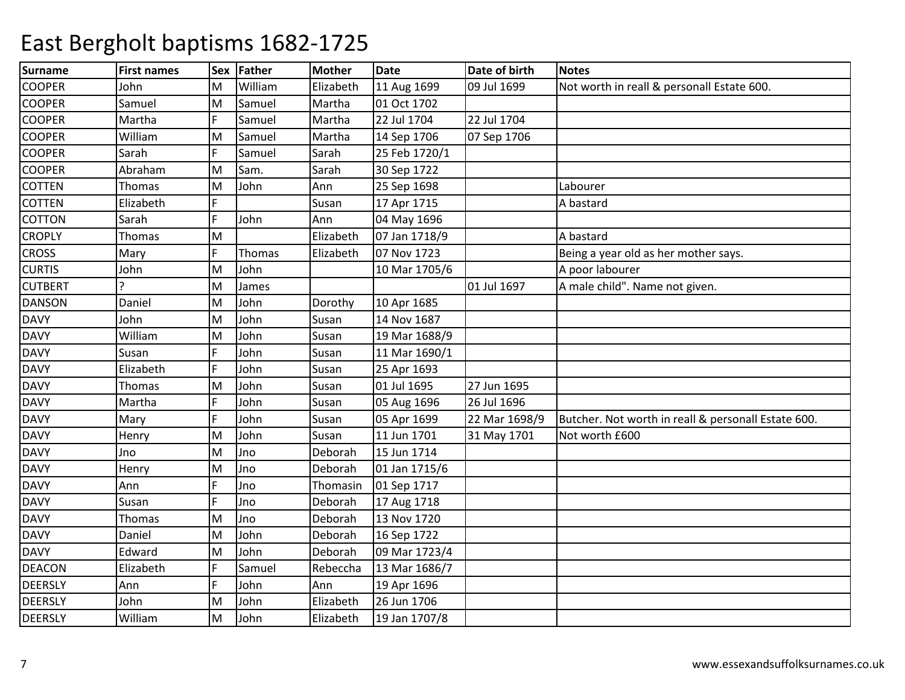# East Bergholt baptisms 1682-1725

| Surname | First names | Sex | Father | Mother | Date | Date of birth | Notes |
|---|---|---|---|---|---|---|---|
| COOPER | John | M | William | Elizabeth | 11 Aug 1699 | 09 Jul 1699 | Not worth in reall & personall Estate 600. |
| COOPER | Samuel | M | Samuel | Martha | 01 Oct 1702 | | |
| COOPER | Martha | F | Samuel | Martha | 22 Jul 1704 | 22 Jul 1704 | |
| COOPER | William | M | Samuel | Martha | 14 Sep 1706 | 07 Sep 1706 | |
| COOPER | Sarah | F | Samuel | Sarah | 25 Feb 1720/1 | | |
| COOPER | Abraham | M | Sam. | Sarah | 30 Sep 1722 | | |
| COTTEN | Thomas | M | John | Ann | 25 Sep 1698 | | Labourer |
| COTTEN | Elizabeth | F | | Susan | 17 Apr 1715 | | A bastard |
| COTTON | Sarah | F | John | Ann | 04 May 1696 | | |
| CROPLY | Thomas | M | | Elizabeth | 07 Jan 1718/9 | | A bastard |
| CROSS | Mary | F | Thomas | Elizabeth | 07 Nov 1723 | | Being a year old as her mother says. |
| CURTIS | John | M | John | | 10 Mar 1705/6 | | A poor labourer |
| CUTBERT | ? | M | James | | | 01 Jul 1697 | A male child". Name not given. |
| DANSON | Daniel | M | John | Dorothy | 10 Apr 1685 | | |
| DAVY | John | M | John | Susan | 14 Nov 1687 | | |
| DAVY | William | M | John | Susan | 19 Mar 1688/9 | | |
| DAVY | Susan | F | John | Susan | 11 Mar 1690/1 | | |
| DAVY | Elizabeth | F | John | Susan | 25 Apr 1693 | | |
| DAVY | Thomas | M | John | Susan | 01 Jul 1695 | 27 Jun 1695 | |
| DAVY | Martha | F | John | Susan | 05 Aug 1696 | 26 Jul 1696 | |
| DAVY | Mary | F | John | Susan | 05 Apr 1699 | 22 Mar 1698/9 | Butcher. Not worth in reall & personall Estate 600. |
| DAVY | Henry | M | John | Susan | 11 Jun 1701 | 31 May 1701 | Not worth £600 |
| DAVY | Jno | M | Jno | Deborah | 15 Jun 1714 | | |
| DAVY | Henry | M | Jno | Deborah | 01 Jan 1715/6 | | |
| DAVY | Ann | F | Jno | Thomasin | 01 Sep 1717 | | |
| DAVY | Susan | F | Jno | Deborah | 17 Aug 1718 | | |
| DAVY | Thomas | M | Jno | Deborah | 13 Nov 1720 | | |
| DAVY | Daniel | M | John | Deborah | 16 Sep 1722 | | |
| DAVY | Edward | M | John | Deborah | 09 Mar 1723/4 | | |
| DEACON | Elizabeth | F | Samuel | Rebeccha | 13 Mar 1686/7 | | |
| DEERSLY | Ann | F | John | Ann | 19 Apr 1696 | | |
| DEERSLY | John | M | John | Elizabeth | 26 Jun 1706 | | |
| DEERSLY | William | M | John | Elizabeth | 19 Jan 1707/8 | | |

www.essexandsuffolksurnames.co.uk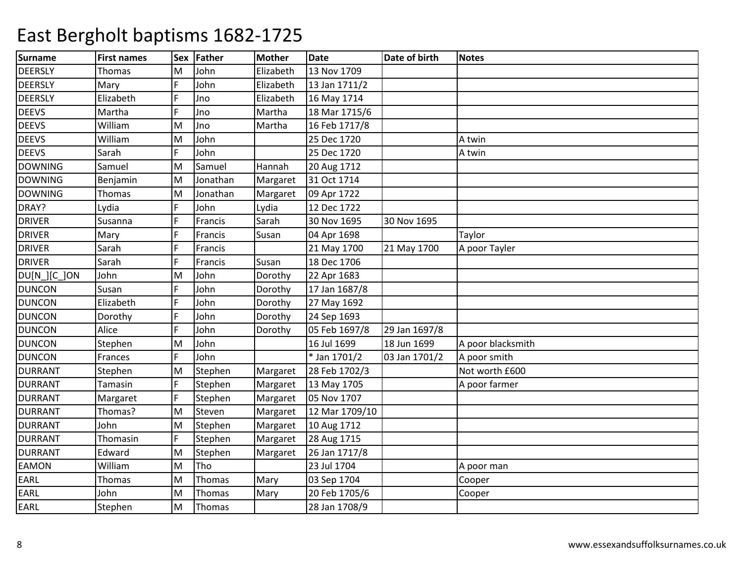# East Bergholt baptisms 1682-1725

| Surname | First names | Sex | Father | Mother | Date | Date of birth | Notes |
|---|---|---|---|---|---|---|---|
| DEERSLY | Thomas | M | John | Elizabeth | 13 Nov 1709 | | |
| DEERSLY | Mary | F | John | Elizabeth | 13 Jan 1711/2 | | |
| DEERSLY | Elizabeth | F | Jno | Elizabeth | 16 May 1714 | | |
| DEEVS | Martha | F | Jno | Martha | 18 Mar 1715/6 | | |
| DEEVS | William | M | Jno | Martha | 16 Feb 1717/8 | | |
| DEEVS | William | M | John | | 25 Dec 1720 | | A twin |
| DEEVS | Sarah | F | John | | 25 Dec 1720 | | A twin |
| DOWNING | Samuel | M | Samuel | Hannah | 20 Aug 1712 | | |
| DOWNING | Benjamin | M | Jonathan | Margaret | 31 Oct 1714 | | |
| DOWNING | Thomas | M | Jonathan | Margaret | 09 Apr 1722 | | |
| DRAY? | Lydia | F | John | Lydia | 12 Dec 1722 | | |
| DRIVER | Susanna | F | Francis | Sarah | 30 Nov 1695 | 30 Nov 1695 | |
| DRIVER | Mary | F | Francis | Susan | 04 Apr 1698 | | Taylor |
| DRIVER | Sarah | F | Francis | | 21 May 1700 | 21 May 1700 | A poor Tayler |
| DRIVER | Sarah | F | Francis | Susan | 18 Dec 1706 | | |
| DU[N_][C_]ON | John | M | John | Dorothy | 22 Apr 1683 | | |
| DUNCON | Susan | F | John | Dorothy | 17 Jan 1687/8 | | |
| DUNCON | Elizabeth | F | John | Dorothy | 27 May 1692 | | |
| DUNCON | Dorothy | F | John | Dorothy | 24 Sep 1693 | | |
| DUNCON | Alice | F | John | Dorothy | 05 Feb 1697/8 | 29 Jan 1697/8 | |
| DUNCON | Stephen | M | John | | 16 Jul 1699 | 18 Jun 1699 | A poor blacksmith |
| DUNCON | Frances | F | John | | * Jan 1701/2 | 03 Jan 1701/2 | A poor smith |
| DURRANT | Stephen | M | Stephen | Margaret | 28 Feb 1702/3 | | Not worth £600 |
| DURRANT | Tamasin | F | Stephen | Margaret | 13 May 1705 | | A poor farmer |
| DURRANT | Margaret | F | Stephen | Margaret | 05 Nov 1707 | | |
| DURRANT | Thomas? | M | Steven | Margaret | 12 Mar 1709/10 | | |
| DURRANT | John | M | Stephen | Margaret | 10 Aug 1712 | | |
| DURRANT | Thomasin | F | Stephen | Margaret | 28 Aug 1715 | | |
| DURRANT | Edward | M | Stephen | Margaret | 26 Jan 1717/8 | | |
| EAMON | William | M | Tho | | 23 Jul 1704 | | A poor man |
| EARL | Thomas | M | Thomas | Mary | 03 Sep 1704 | | Cooper |
| EARL | John | M | Thomas | Mary | 20 Feb 1705/6 | | Cooper |
| EARL | Stephen | M | Thomas | | 28 Jan 1708/9 | | |

www.essexandsuffolksurnames.co.uk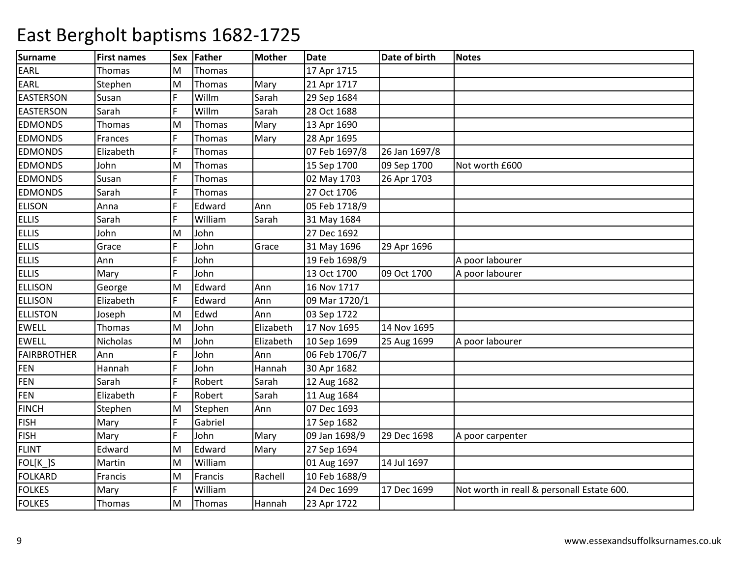# East Bergholt baptisms 1682-1725

| Surname | First names | Sex | Father | Mother | Date | Date of birth | Notes |
|---|---|---|---|---|---|---|---|
| EARL | Thomas | M | Thomas | | 17 Apr 1715 | | |
| EARL | Stephen | M | Thomas | Mary | 21 Apr 1717 | | |
| EASTERSON | Susan | F | Willm | Sarah | 29 Sep 1684 | | |
| EASTERSON | Sarah | F | Willm | Sarah | 28 Oct 1688 | | |
| EDMONDS | Thomas | M | Thomas | Mary | 13 Apr 1690 | | |
| EDMONDS | Frances | F | Thomas | Mary | 28 Apr 1695 | | |
| EDMONDS | Elizabeth | F | Thomas | | 07 Feb 1697/8 | 26 Jan 1697/8 | |
| EDMONDS | John | M | Thomas | | 15 Sep 1700 | 09 Sep 1700 | Not worth £600 |
| EDMONDS | Susan | F | Thomas | | 02 May 1703 | 26 Apr 1703 | |
| EDMONDS | Sarah | F | Thomas | | 27 Oct 1706 | | |
| ELISON | Anna | F | Edward | Ann | 05 Feb 1718/9 | | |
| ELLIS | Sarah | F | William | Sarah | 31 May 1684 | | |
| ELLIS | John | M | John | | 27 Dec 1692 | | |
| ELLIS | Grace | F | John | Grace | 31 May 1696 | 29 Apr 1696 | |
| ELLIS | Ann | F | John | | 19 Feb 1698/9 | | A poor labourer |
| ELLIS | Mary | F | John | | 13 Oct 1700 | 09 Oct 1700 | A poor labourer |
| ELLISON | George | M | Edward | Ann | 16 Nov 1717 | | |
| ELLISON | Elizabeth | F | Edward | Ann | 09 Mar 1720/1 | | |
| ELLISTON | Joseph | M | Edwd | Ann | 03 Sep 1722 | | |
| EWELL | Thomas | M | John | Elizabeth | 17 Nov 1695 | 14 Nov 1695 | |
| EWELL | Nicholas | M | John | Elizabeth | 10 Sep 1699 | 25 Aug 1699 | A poor labourer |
| FAIRBROTHER | Ann | F | John | Ann | 06 Feb 1706/7 | | |
| FEN | Hannah | F | John | Hannah | 30 Apr 1682 | | |
| FEN | Sarah | F | Robert | Sarah | 12 Aug 1682 | | |
| FEN | Elizabeth | F | Robert | Sarah | 11 Aug 1684 | | |
| FINCH | Stephen | M | Stephen | Ann | 07 Dec 1693 | | |
| FISH | Mary | F | Gabriel | | 17 Sep 1682 | | |
| FISH | Mary | F | John | Mary | 09 Jan 1698/9 | 29 Dec 1698 | A poor carpenter |
| FLINT | Edward | M | Edward | Mary | 27 Sep 1694 | | |
| FOL[K_]S | Martin | M | William | | 01 Aug 1697 | 14 Jul 1697 | |
| FOLKARD | Francis | M | Francis | Rachell | 10 Feb 1688/9 | | |
| FOLKES | Mary | F | William | | 24 Dec 1699 | 17 Dec 1699 | Not worth in reall & personall Estate 600. |
| FOLKES | Thomas | M | Thomas | Hannah | 23 Apr 1722 | | |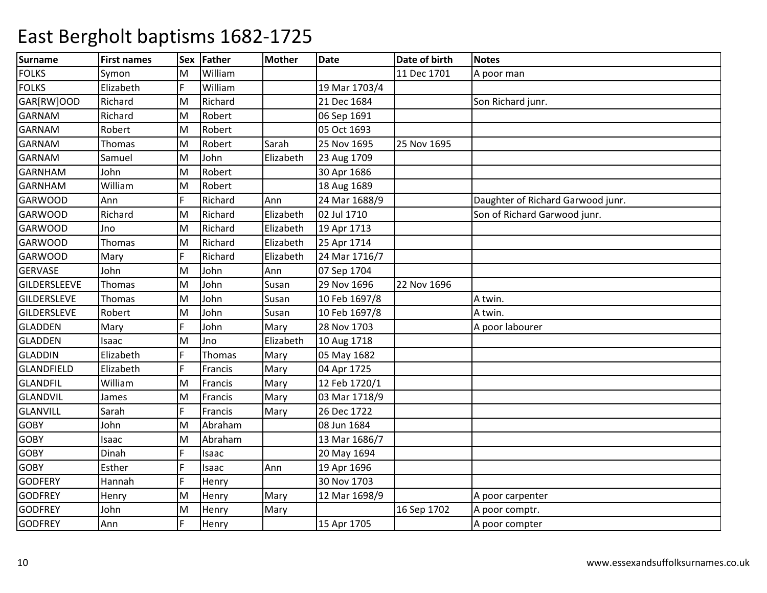# East Bergholt baptisms 1682-1725

| Surname | First names | Sex | Father | Mother | Date | Date of birth | Notes |
|---|---|---|---|---|---|---|---|
| FOLKS | Symon | M | William | | | 11 Dec 1701 | A poor man |
| FOLKS | Elizabeth | F | William | | 19 Mar 1703/4 | | |
| GAR[RW]OOD | Richard | M | Richard | | 21 Dec 1684 | | Son Richard junr. |
| GARNAM | Richard | M | Robert | | 06 Sep 1691 | | |
| GARNAM | Robert | M | Robert | | 05 Oct 1693 | | |
| GARNAM | Thomas | M | Robert | Sarah | 25 Nov 1695 | 25 Nov 1695 | |
| GARNAM | Samuel | M | John | Elizabeth | 23 Aug 1709 | | |
| GARNHAM | John | M | Robert | | 30 Apr 1686 | | |
| GARNHAM | William | M | Robert | | 18 Aug 1689 | | |
| GARWOOD | Ann | F | Richard | Ann | 24 Mar 1688/9 | | Daughter of Richard Garwood junr. |
| GARWOOD | Richard | M | Richard | Elizabeth | 02 Jul 1710 | | Son of Richard Garwood junr. |
| GARWOOD | Jno | M | Richard | Elizabeth | 19 Apr 1713 | | |
| GARWOOD | Thomas | M | Richard | Elizabeth | 25 Apr 1714 | | |
| GARWOOD | Mary | F | Richard | Elizabeth | 24 Mar 1716/7 | | |
| GERVASE | John | M | John | Ann | 07 Sep 1704 | | |
| GILDERSLEEVE | Thomas | M | John | Susan | 29 Nov 1696 | 22 Nov 1696 | |
| GILDERSLEVE | Thomas | M | John | Susan | 10 Feb 1697/8 | | A twin. |
| GILDERSLEVE | Robert | M | John | Susan | 10 Feb 1697/8 | | A twin. |
| GLADDEN | Mary | F | John | Mary | 28 Nov 1703 | | A poor labourer |
| GLADDEN | Isaac | M | Jno | Elizabeth | 10 Aug 1718 | | |
| GLADDIN | Elizabeth | F | Thomas | Mary | 05 May 1682 | | |
| GLANDFIELD | Elizabeth | F | Francis | Mary | 04 Apr 1725 | | |
| GLANDFIL | William | M | Francis | Mary | 12 Feb 1720/1 | | |
| GLANDVIL | James | M | Francis | Mary | 03 Mar 1718/9 | | |
| GLANVILL | Sarah | F | Francis | Mary | 26 Dec 1722 | | |
| GOBY | John | M | Abraham | | 08 Jun 1684 | | |
| GOBY | Isaac | M | Abraham | | 13 Mar 1686/7 | | |
| GOBY | Dinah | F | Isaac | | 20 May 1694 | | |
| GOBY | Esther | F | Isaac | Ann | 19 Apr 1696 | | |
| GODFERY | Hannah | F | Henry | | 30 Nov 1703 | | |
| GODFREY | Henry | M | Henry | Mary | 12 Mar 1698/9 | | A poor carpenter |
| GODFREY | John | M | Henry | Mary | | 16 Sep 1702 | A poor comptr. |
| GODFREY | Ann | F | Henry | | 15 Apr 1705 | | A poor compter |

www.essexandsuffolksurnames.co.uk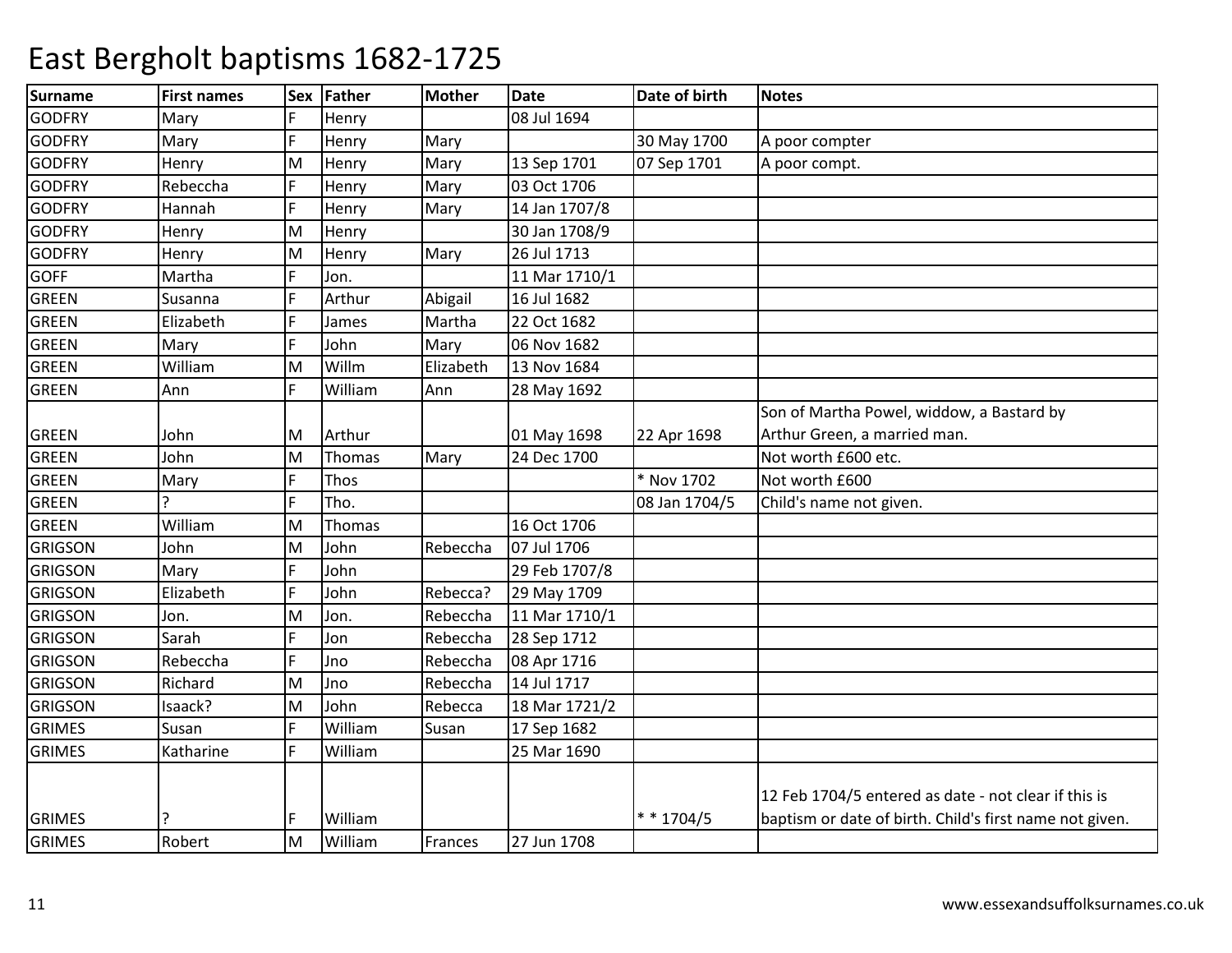# East Bergholt baptisms 1682-1725

| Surname | First names | Sex | Father | Mother | Date | Date of birth | Notes |
|---|---|---|---|---|---|---|---|
| GODFRY | Mary | F | Henry | | 08 Jul 1694 | | |
| GODFRY | Mary | F | Henry | Mary | | 30 May 1700 | A poor compter |
| GODFRY | Henry | M | Henry | Mary | 13 Sep 1701 | 07 Sep 1701 | A poor compt. |
| GODFRY | Rebeccha | F | Henry | Mary | 03 Oct 1706 | | |
| GODFRY | Hannah | F | Henry | Mary | 14 Jan 1707/8 | | |
| GODFRY | Henry | M | Henry | | 30 Jan 1708/9 | | |
| GODFRY | Henry | M | Henry | Mary | 26 Jul 1713 | | |
| GOFF | Martha | F | Jon. | | 11 Mar 1710/1 | | |
| GREEN | Susanna | F | Arthur | Abigail | 16 Jul 1682 | | |
| GREEN | Elizabeth | F | James | Martha | 22 Oct 1682 | | |
| GREEN | Mary | F | John | Mary | 06 Nov 1682 | | |
| GREEN | William | M | Willm | Elizabeth | 13 Nov 1684 | | |
| GREEN | Ann | F | William | Ann | 28 May 1692 | | |
| GREEN | John | M | Arthur | | 01 May 1698 | 22 Apr 1698 | Son of Martha Powel, widdow, a Bastard by Arthur Green, a married man. |
| GREEN | John | M | Thomas | Mary | 24 Dec 1700 | | Not worth £600 etc. |
| GREEN | Mary | F | Thos | | | * Nov 1702 | Not worth £600 |
| GREEN | ? | F | Tho. | | | 08 Jan 1704/5 | Child's name not given. |
| GREEN | William | M | Thomas | | 16 Oct 1706 | | |
| GRIGSON | John | M | John | Rebeccha | 07 Jul 1706 | | |
| GRIGSON | Mary | F | John | | 29 Feb 1707/8 | | |
| GRIGSON | Elizabeth | F | John | Rebecca? | 29 May 1709 | | |
| GRIGSON | Jon. | M | Jon. | Rebeccha | 11 Mar 1710/1 | | |
| GRIGSON | Sarah | F | Jon | Rebeccha | 28 Sep 1712 | | |
| GRIGSON | Rebeccha | F | Jno | Rebeccha | 08 Apr 1716 | | |
| GRIGSON | Richard | M | Jno | Rebeccha | 14 Jul 1717 | | |
| GRIGSON | Isaack? | M | John | Rebecca | 18 Mar 1721/2 | | |
| GRIMES | Susan | F | William | Susan | 17 Sep 1682 | | |
| GRIMES | Katharine | F | William | | 25 Mar 1690 | | |
| GRIMES | ? | F | William | | | * * 1704/5 | 12 Feb 1704/5 entered as date - not clear if this is baptism or date of birth. Child's first name not given. |
| GRIMES | Robert | M | William | Frances | 27 Jun 1708 | | |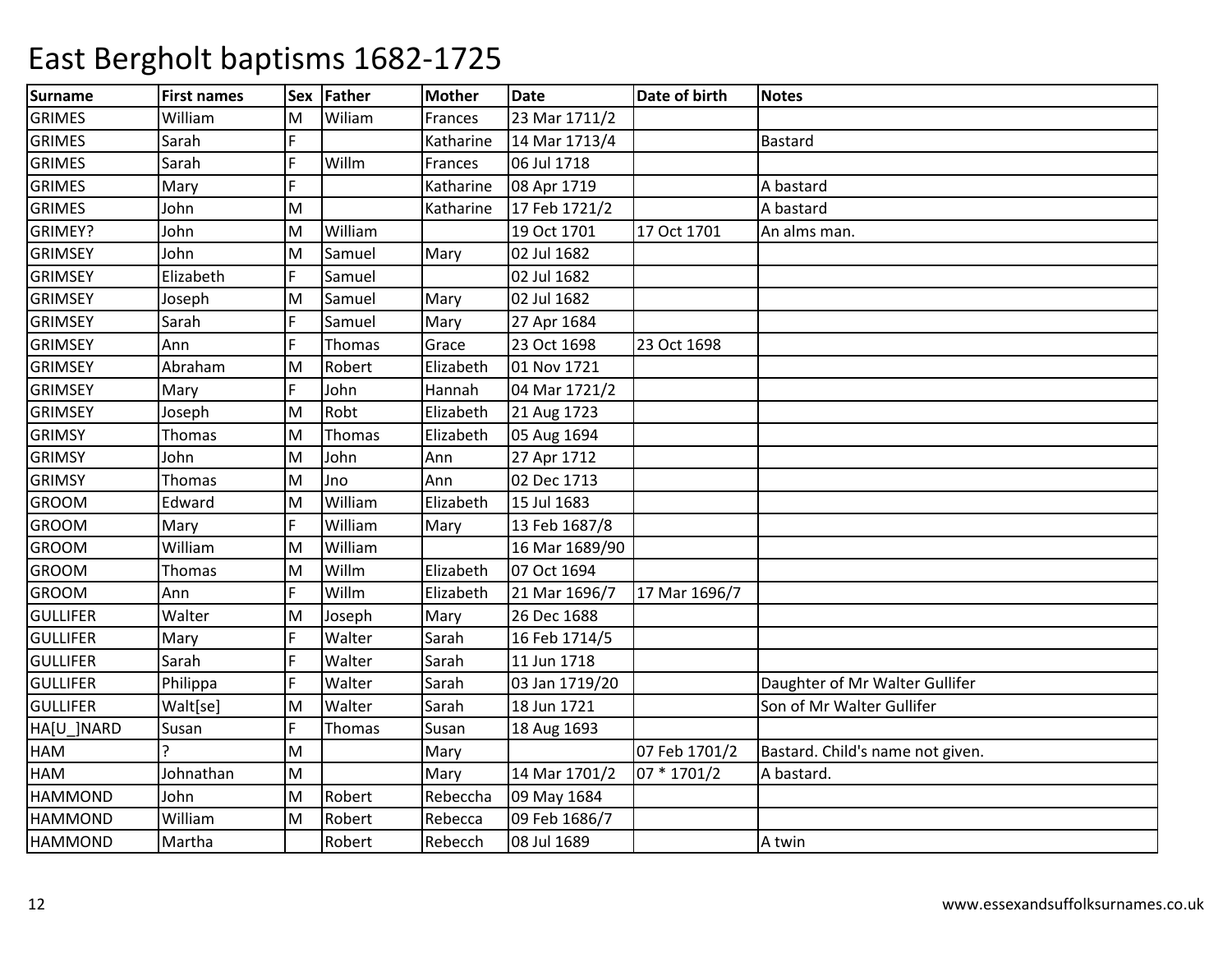# East Bergholt baptisms 1682-1725

| Surname | First names | Sex | Father | Mother | Date | Date of birth | Notes |
|---|---|---|---|---|---|---|---|
| GRIMES | William | M | Wiliam | Frances | 23 Mar 1711/2 | | |
| GRIMES | Sarah | F | | Katharine | 14 Mar 1713/4 | | Bastard |
| GRIMES | Sarah | F | Willm | Frances | 06 Jul 1718 | | |
| GRIMES | Mary | F | | Katharine | 08 Apr 1719 | | A bastard |
| GRIMES | John | M | | Katharine | 17 Feb 1721/2 | | A bastard |
| GRIMEY? | John | M | William | | 19 Oct 1701 | 17 Oct 1701 | An alms man. |
| GRIMSEY | John | M | Samuel | Mary | 02 Jul 1682 | | |
| GRIMSEY | Elizabeth | F | Samuel | | 02 Jul 1682 | | |
| GRIMSEY | Joseph | M | Samuel | Mary | 02 Jul 1682 | | |
| GRIMSEY | Sarah | F | Samuel | Mary | 27 Apr 1684 | | |
| GRIMSEY | Ann | F | Thomas | Grace | 23 Oct 1698 | 23 Oct 1698 | |
| GRIMSEY | Abraham | M | Robert | Elizabeth | 01 Nov 1721 | | |
| GRIMSEY | Mary | F | John | Hannah | 04 Mar 1721/2 | | |
| GRIMSEY | Joseph | M | Robt | Elizabeth | 21 Aug 1723 | | |
| GRIMSY | Thomas | M | Thomas | Elizabeth | 05 Aug 1694 | | |
| GRIMSY | John | M | John | Ann | 27 Apr 1712 | | |
| GRIMSY | Thomas | M | Jno | Ann | 02 Dec 1713 | | |
| GROOM | Edward | M | William | Elizabeth | 15 Jul 1683 | | |
| GROOM | Mary | F | William | Mary | 13 Feb 1687/8 | | |
| GROOM | William | M | William | | 16 Mar 1689/90 | | |
| GROOM | Thomas | M | Willm | Elizabeth | 07 Oct 1694 | | |
| GROOM | Ann | F | Willm | Elizabeth | 21 Mar 1696/7 | 17 Mar 1696/7 | |
| GULLIFER | Walter | M | Joseph | Mary | 26 Dec 1688 | | |
| GULLIFER | Mary | F | Walter | Sarah | 16 Feb 1714/5 | | |
| GULLIFER | Sarah | F | Walter | Sarah | 11 Jun 1718 | | |
| GULLIFER | Philippa | F | Walter | Sarah | 03 Jan 1719/20 | | Daughter of Mr Walter Gullifer |
| GULLIFER | Walt[se] | M | Walter | Sarah | 18 Jun 1721 | | Son of Mr Walter Gullifer |
| HA[U_]NARD | Susan | F | Thomas | Susan | 18 Aug 1693 | | |
| HAM | ? | M | | Mary | | 07 Feb 1701/2 | Bastard. Child's name not given. |
| HAM | Johnathan | M | | Mary | 14 Mar 1701/2 | 07 * 1701/2 | A bastard. |
| HAMMOND | John | M | Robert | Rebeccha | 09 May 1684 | | |
| HAMMOND | William | M | Robert | Rebecca | 09 Feb 1686/7 | | |
| HAMMOND | Martha | | Robert | Rebecch | 08 Jul 1689 | | A twin |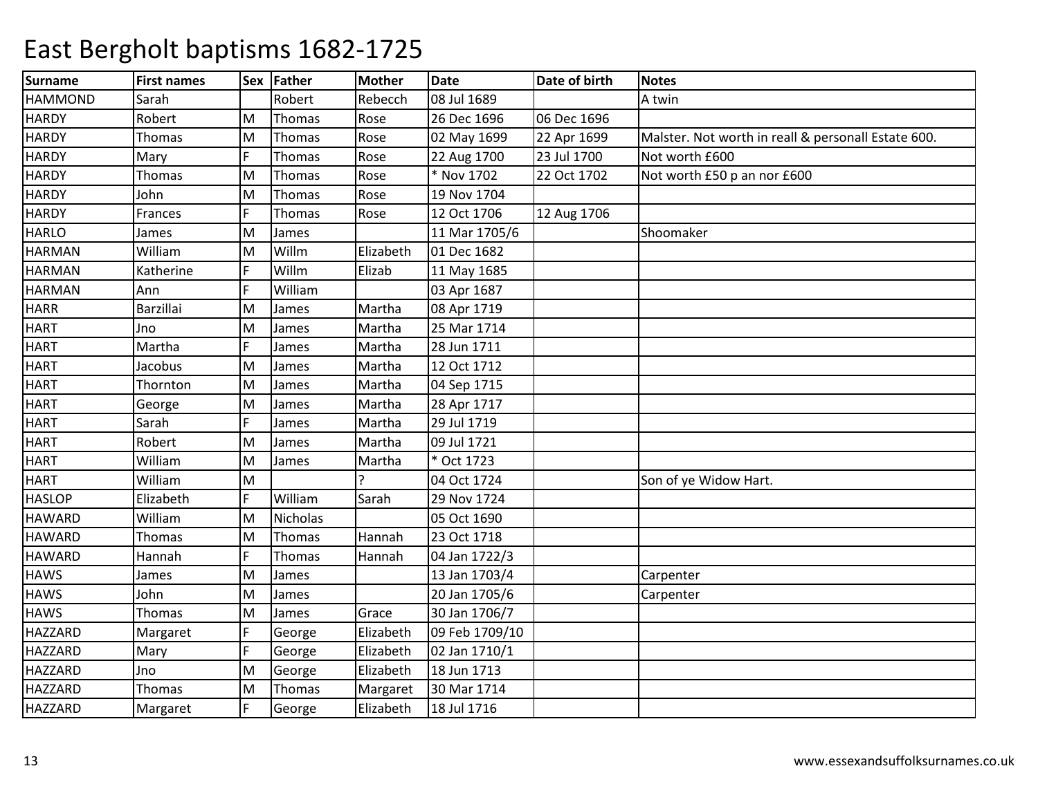# East Bergholt baptisms 1682-1725

| Surname | First names | Sex | Father | Mother | Date | Date of birth | Notes |
|---|---|---|---|---|---|---|---|
| HAMMOND | Sarah | | Robert | Rebecch | 08 Jul 1689 | | A twin |
| HARDY | Robert | M | Thomas | Rose | 26 Dec 1696 | 06 Dec 1696 | |
| HARDY | Thomas | M | Thomas | Rose | 02 May 1699 | 22 Apr 1699 | Malster. Not worth in reall & personall Estate 600. |
| HARDY | Mary | F | Thomas | Rose | 22 Aug 1700 | 23 Jul 1700 | Not worth £600 |
| HARDY | Thomas | M | Thomas | Rose | * Nov 1702 | 22 Oct 1702 | Not worth £50 p an nor £600 |
| HARDY | John | M | Thomas | Rose | 19 Nov 1704 | | |
| HARDY | Frances | F | Thomas | Rose | 12 Oct 1706 | 12 Aug 1706 | |
| HARLO | James | M | James | | 11 Mar 1705/6 | | Shoomaker |
| HARMAN | William | M | Willm | Elizabeth | 01 Dec 1682 | | |
| HARMAN | Katherine | F | Willm | Elizab | 11 May 1685 | | |
| HARMAN | Ann | F | William | | 03 Apr 1687 | | |
| HARR | Barzillai | M | James | Martha | 08 Apr 1719 | | |
| HART | Jno | M | James | Martha | 25 Mar 1714 | | |
| HART | Martha | F | James | Martha | 28 Jun 1711 | | |
| HART | Jacobus | M | James | Martha | 12 Oct 1712 | | |
| HART | Thornton | M | James | Martha | 04 Sep 1715 | | |
| HART | George | M | James | Martha | 28 Apr 1717 | | |
| HART | Sarah | F | James | Martha | 29 Jul 1719 | | |
| HART | Robert | M | James | Martha | 09 Jul 1721 | | |
| HART | William | M | James | Martha | * Oct 1723 | | |
| HART | William | M | | ? | 04 Oct 1724 | | Son of ye Widow Hart. |
| HASLOP | Elizabeth | F | William | Sarah | 29 Nov 1724 | | |
| HAWARD | William | M | Nicholas | | 05 Oct 1690 | | |
| HAWARD | Thomas | M | Thomas | Hannah | 23 Oct 1718 | | |
| HAWARD | Hannah | F | Thomas | Hannah | 04 Jan 1722/3 | | |
| HAWS | James | M | James | | 13 Jan 1703/4 | | Carpenter |
| HAWS | John | M | James | | 20 Jan 1705/6 | | Carpenter |
| HAWS | Thomas | M | James | Grace | 30 Jan 1706/7 | | |
| HAZZARD | Margaret | F | George | Elizabeth | 09 Feb 1709/10 | | |
| HAZZARD | Mary | F | George | Elizabeth | 02 Jan 1710/1 | | |
| HAZZARD | Jno | M | George | Elizabeth | 18 Jun 1713 | | |
| HAZZARD | Thomas | M | Thomas | Margaret | 30 Mar 1714 | | |
| HAZZARD | Margaret | F | George | Elizabeth | 18 Jul 1716 | | |

www.essexandsuffolksurnames.co.uk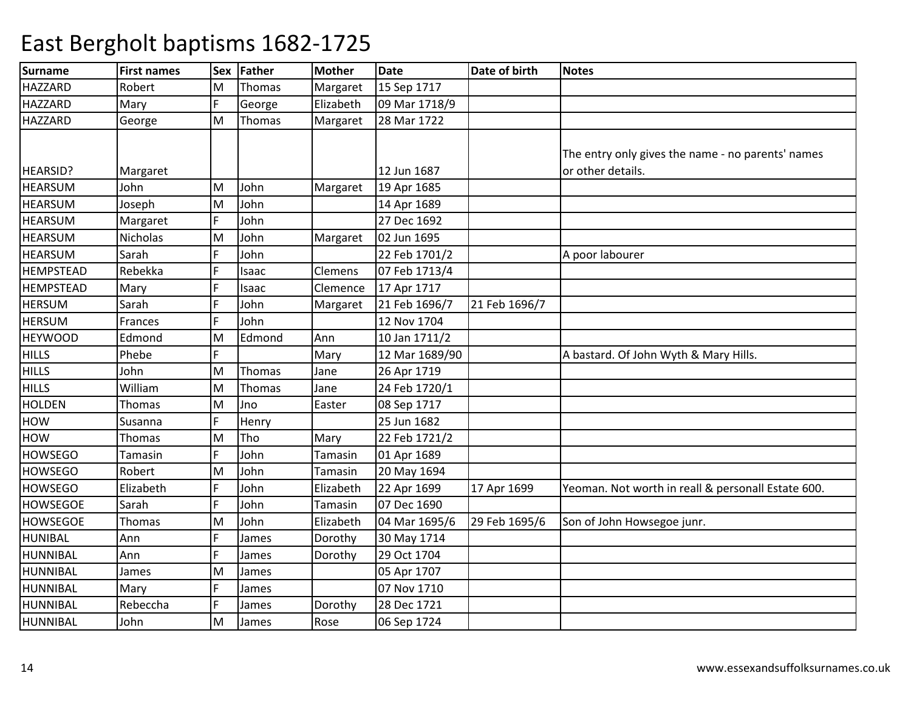# East Bergholt baptisms 1682-1725

| Surname | First names | Sex | Father | Mother | Date | Date of birth | Notes |
|---|---|---|---|---|---|---|---|
| HAZZARD | Robert | M | Thomas | Margaret | 15 Sep 1717 | | |
| HAZZARD | Mary | F | George | Elizabeth | 09 Mar 1718/9 | | |
| HAZZARD | George | M | Thomas | Margaret | 28 Mar 1722 | | |
| HEARSID? | Margaret | | | | 12 Jun 1687 | | The entry only gives the name - no parents' names or other details. |
| HEARSUM | John | M | John | Margaret | 19 Apr 1685 | | |
| HEARSUM | Joseph | M | John | | 14 Apr 1689 | | |
| HEARSUM | Margaret | F | John | | 27 Dec 1692 | | |
| HEARSUM | Nicholas | M | John | Margaret | 02 Jun 1695 | | |
| HEARSUM | Sarah | F | John | | 22 Feb 1701/2 | | A poor labourer |
| HEMPSTEAD | Rebekka | F | Isaac | Clemens | 07 Feb 1713/4 | | |
| HEMPSTEAD | Mary | F | Isaac | Clemence | 17 Apr 1717 | | |
| HERSUM | Sarah | F | John | Margaret | 21 Feb 1696/7 | 21 Feb 1696/7 | |
| HERSUM | Frances | F | John | | 12 Nov 1704 | | |
| HEYWOOD | Edmond | M | Edmond | Ann | 10 Jan 1711/2 | | |
| HILLS | Phebe | F | | Mary | 12 Mar 1689/90 | | A bastard. Of John Wyth & Mary Hills. |
| HILLS | John | M | Thomas | Jane | 26 Apr 1719 | | |
| HILLS | William | M | Thomas | Jane | 24 Feb 1720/1 | | |
| HOLDEN | Thomas | M | Jno | Easter | 08 Sep 1717 | | |
| HOW | Susanna | F | Henry | | 25 Jun 1682 | | |
| HOW | Thomas | M | Tho | Mary | 22 Feb 1721/2 | | |
| HOWSEGO | Tamasin | F | John | Tamasin | 01 Apr 1689 | | |
| HOWSEGO | Robert | M | John | Tamasin | 20 May 1694 | | |
| HOWSEGO | Elizabeth | F | John | Elizabeth | 22 Apr 1699 | 17 Apr 1699 | Yeoman. Not worth in reall & personall Estate 600. |
| HOWSEGOE | Sarah | F | John | Tamasin | 07 Dec 1690 | | |
| HOWSEGOE | Thomas | M | John | Elizabeth | 04 Mar 1695/6 | 29 Feb 1695/6 | Son of John Howsegoe junr. |
| HUNIBAL | Ann | F | James | Dorothy | 30 May 1714 | | |
| HUNNIBAL | Ann | F | James | Dorothy | 29 Oct 1704 | | |
| HUNNIBAL | James | M | James | | 05 Apr 1707 | | |
| HUNNIBAL | Mary | F | James | | 07 Nov 1710 | | |
| HUNNIBAL | Rebeccha | F | James | Dorothy | 28 Dec 1721 | | |
| HUNNIBAL | John | M | James | Rose | 06 Sep 1724 | | |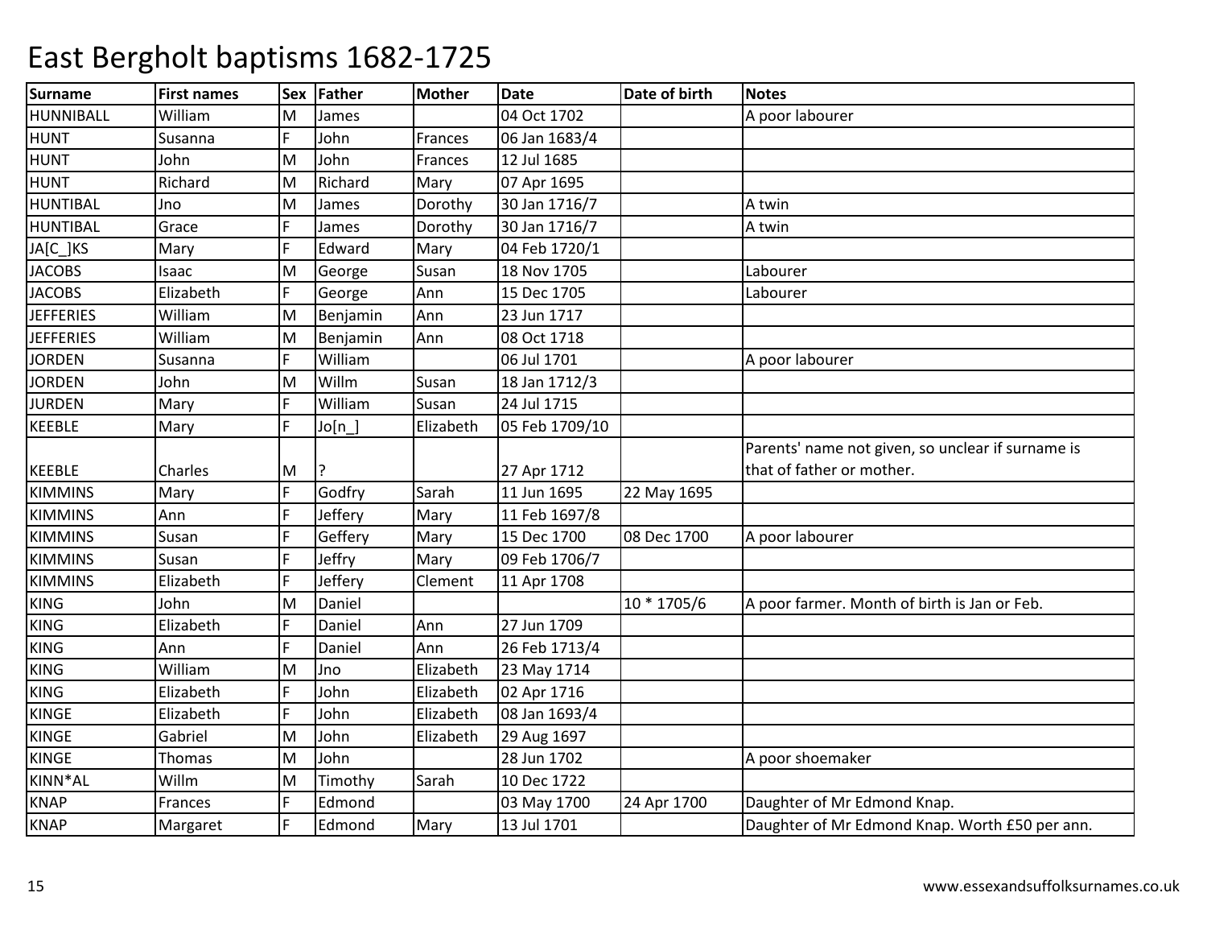# East Bergholt baptisms 1682-1725

| Surname | First names | Sex | Father | Mother | Date | Date of birth | Notes |
|---|---|---|---|---|---|---|---|
| HUNNIBALL | William | M | James | | 04 Oct 1702 | | A poor labourer |
| HUNT | Susanna | F | John | Frances | 06 Jan 1683/4 | | |
| HUNT | John | M | John | Frances | 12 Jul 1685 | | |
| HUNT | Richard | M | Richard | Mary | 07 Apr 1695 | | |
| HUNTIBAL | Jno | M | James | Dorothy | 30 Jan 1716/7 | | A twin |
| HUNTIBAL | Grace | F | James | Dorothy | 30 Jan 1716/7 | | A twin |
| JA[C_]KS | Mary | F | Edward | Mary | 04 Feb 1720/1 | | |
| JACOBS | Isaac | M | George | Susan | 18 Nov 1705 | | Labourer |
| JACOBS | Elizabeth | F | George | Ann | 15 Dec 1705 | | Labourer |
| JEFFERIES | William | M | Benjamin | Ann | 23 Jun 1717 | | |
| JEFFERIES | William | M | Benjamin | Ann | 08 Oct 1718 | | |
| JORDEN | Susanna | F | William | | 06 Jul 1701 | | A poor labourer |
| JORDEN | John | M | Willm | Susan | 18 Jan 1712/3 | | |
| JURDEN | Mary | F | William | Susan | 24 Jul 1715 | | |
| KEEBLE | Mary | F | Jo[n_] | Elizabeth | 05 Feb 1709/10 | | |
| KEEBLE | Charles | M | ? | | 27 Apr 1712 | | Parents' name not given, so unclear if surname is that of father or mother. |
| KIMMINS | Mary | F | Godfry | Sarah | 11 Jun 1695 | 22 May 1695 | |
| KIMMINS | Ann | F | Jeffery | Mary | 11 Feb 1697/8 | | |
| KIMMINS | Susan | F | Geffery | Mary | 15 Dec 1700 | 08 Dec 1700 | A poor labourer |
| KIMMINS | Susan | F | Jeffry | Mary | 09 Feb 1706/7 | | |
| KIMMINS | Elizabeth | F | Jeffery | Clement | 11 Apr 1708 | | |
| KING | John | M | Daniel | | | 10 * 1705/6 | A poor farmer. Month of birth is Jan or Feb. |
| KING | Elizabeth | F | Daniel | Ann | 27 Jun 1709 | | |
| KING | Ann | F | Daniel | Ann | 26 Feb 1713/4 | | |
| KING | William | M | Jno | Elizabeth | 23 May 1714 | | |
| KING | Elizabeth | F | John | Elizabeth | 02 Apr 1716 | | |
| KINGE | Elizabeth | F | John | Elizabeth | 08 Jan 1693/4 | | |
| KINGE | Gabriel | M | John | Elizabeth | 29 Aug 1697 | | |
| KINGE | Thomas | M | John | | 28 Jun 1702 | | A poor shoemaker |
| KINN*AL | Willm | M | Timothy | Sarah | 10 Dec 1722 | | |
| KNAP | Frances | F | Edmond | | 03 May 1700 | 24 Apr 1700 | Daughter of Mr Edmond Knap. |
| KNAP | Margaret | F | Edmond | Mary | 13 Jul 1701 | | Daughter of Mr Edmond Knap. Worth £50 per ann. |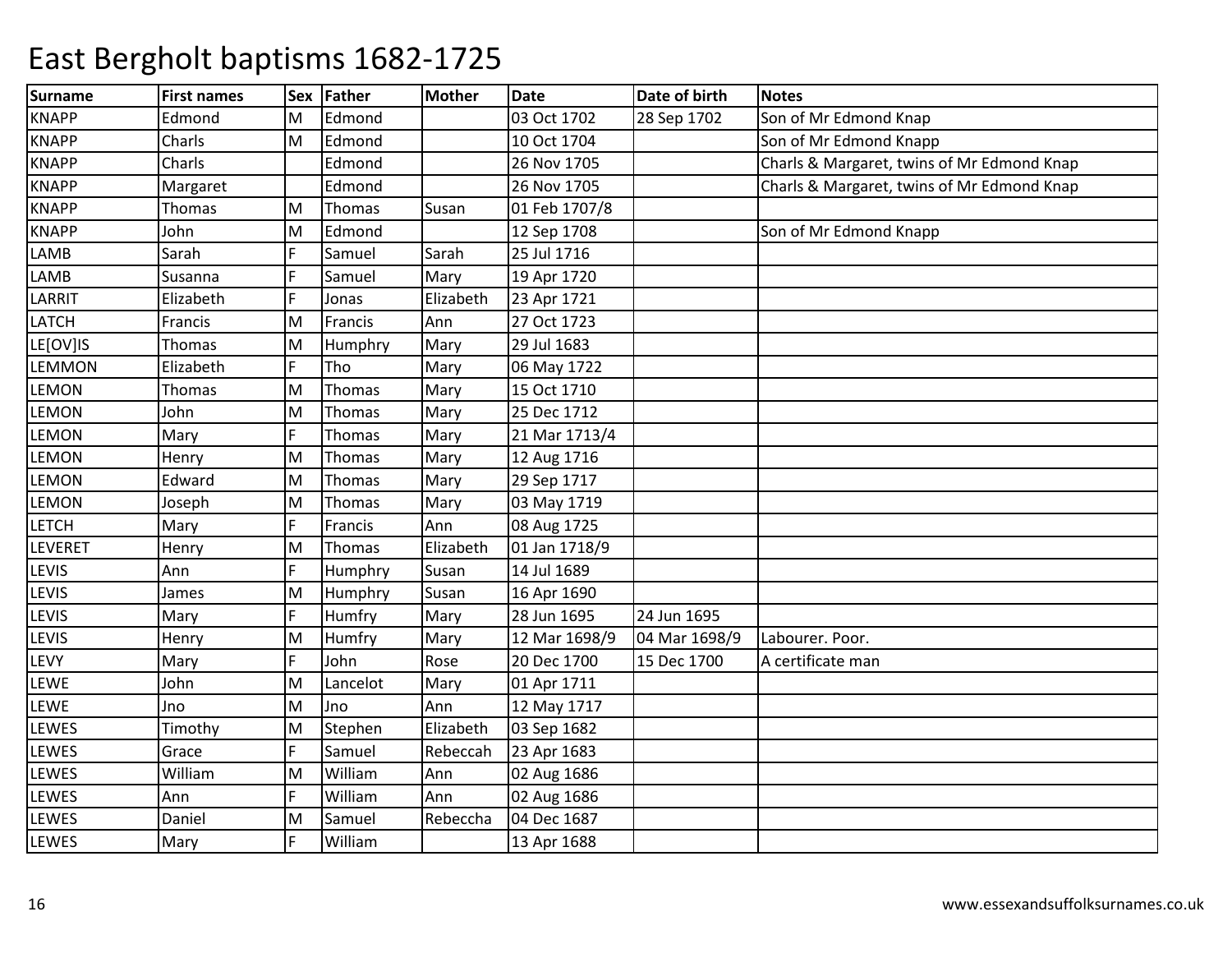# East Bergholt baptisms 1682-1725

| Surname | First names | Sex | Father | Mother | Date | Date of birth | Notes |
|---|---|---|---|---|---|---|---|
| KNAPP | Edmond | M | Edmond | | 03 Oct 1702 | 28 Sep 1702 | Son of Mr Edmond Knap |
| KNAPP | Charls | M | Edmond | | 10 Oct 1704 | | Son of Mr Edmond Knapp |
| KNAPP | Charls | | Edmond | | 26 Nov 1705 | | Charls & Margaret, twins of Mr Edmond Knap |
| KNAPP | Margaret | | Edmond | | 26 Nov 1705 | | Charls & Margaret, twins of Mr Edmond Knap |
| KNAPP | Thomas | M | Thomas | Susan | 01 Feb 1707/8 | | |
| KNAPP | John | M | Edmond | | 12 Sep 1708 | | Son of Mr Edmond Knapp |
| LAMB | Sarah | F | Samuel | Sarah | 25 Jul 1716 | | |
| LAMB | Susanna | F | Samuel | Mary | 19 Apr 1720 | | |
| LARRIT | Elizabeth | F | Jonas | Elizabeth | 23 Apr 1721 | | |
| LATCH | Francis | M | Francis | Ann | 27 Oct 1723 | | |
| LE[OV]IS | Thomas | M | Humphry | Mary | 29 Jul 1683 | | |
| LEMMON | Elizabeth | F | Tho | Mary | 06 May 1722 | | |
| LEMON | Thomas | M | Thomas | Mary | 15 Oct 1710 | | |
| LEMON | John | M | Thomas | Mary | 25 Dec 1712 | | |
| LEMON | Mary | F | Thomas | Mary | 21 Mar 1713/4 | | |
| LEMON | Henry | M | Thomas | Mary | 12 Aug 1716 | | |
| LEMON | Edward | M | Thomas | Mary | 29 Sep 1717 | | |
| LEMON | Joseph | M | Thomas | Mary | 03 May 1719 | | |
| LETCH | Mary | F | Francis | Ann | 08 Aug 1725 | | |
| LEVERET | Henry | M | Thomas | Elizabeth | 01 Jan 1718/9 | | |
| LEVIS | Ann | F | Humphry | Susan | 14 Jul 1689 | | |
| LEVIS | James | M | Humphry | Susan | 16 Apr 1690 | | |
| LEVIS | Mary | F | Humfry | Mary | 28 Jun 1695 | 24 Jun 1695 | |
| LEVIS | Henry | M | Humfry | Mary | 12 Mar 1698/9 | 04 Mar 1698/9 | Labourer. Poor. |
| LEVY | Mary | F | John | Rose | 20 Dec 1700 | 15 Dec 1700 | A certificate man |
| LEWE | John | M | Lancelot | Mary | 01 Apr 1711 | | |
| LEWE | Jno | M | Jno | Ann | 12 May 1717 | | |
| LEWES | Timothy | M | Stephen | Elizabeth | 03 Sep 1682 | | |
| LEWES | Grace | F | Samuel | Rebeccah | 23 Apr 1683 | | |
| LEWES | William | M | William | Ann | 02 Aug 1686 | | |
| LEWES | Ann | F | William | Ann | 02 Aug 1686 | | |
| LEWES | Daniel | M | Samuel | Rebeccha | 04 Dec 1687 | | |
| LEWES | Mary | F | William | | 13 Apr 1688 | | |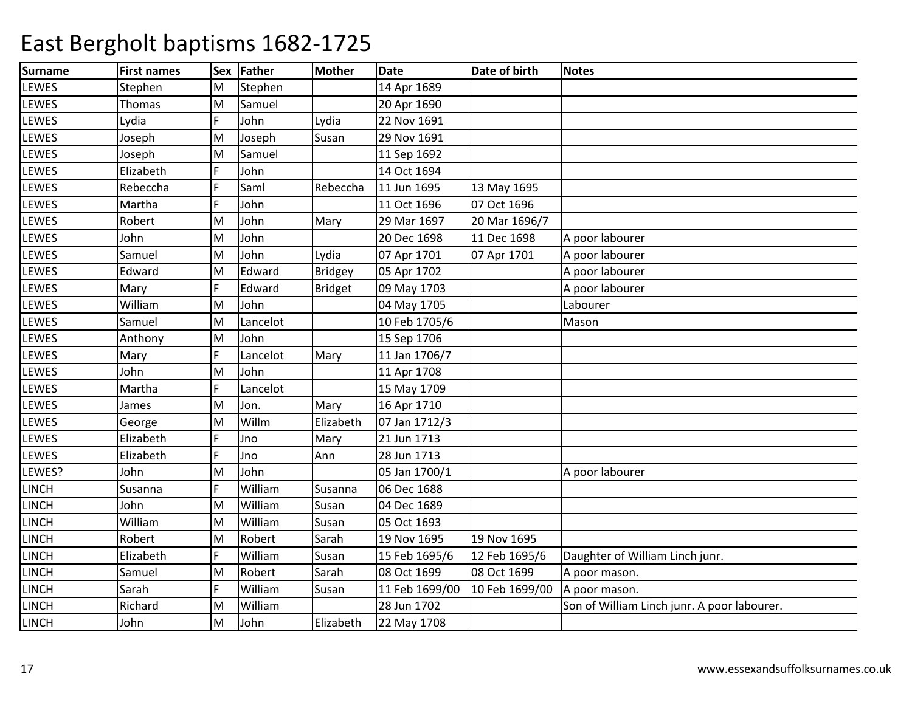# East Bergholt baptisms 1682-1725

| Surname | First names | Sex | Father | Mother | Date | Date of birth | Notes |
|---|---|---|---|---|---|---|---|
| LEWES | Stephen | M | Stephen | | 14 Apr 1689 | | |
| LEWES | Thomas | M | Samuel | | 20 Apr 1690 | | |
| LEWES | Lydia | F | John | Lydia | 22 Nov 1691 | | |
| LEWES | Joseph | M | Joseph | Susan | 29 Nov 1691 | | |
| LEWES | Joseph | M | Samuel | | 11 Sep 1692 | | |
| LEWES | Elizabeth | F | John | | 14 Oct 1694 | | |
| LEWES | Rebeccha | F | Saml | Rebeccha | 11 Jun 1695 | 13 May 1695 | |
| LEWES | Martha | F | John | | 11 Oct 1696 | 07 Oct 1696 | |
| LEWES | Robert | M | John | Mary | 29 Mar 1697 | 20 Mar 1696/7 | |
| LEWES | John | M | John | | 20 Dec 1698 | 11 Dec 1698 | A poor labourer |
| LEWES | Samuel | M | John | Lydia | 07 Apr 1701 | 07 Apr 1701 | A poor labourer |
| LEWES | Edward | M | Edward | Bridgey | 05 Apr 1702 | | A poor labourer |
| LEWES | Mary | F | Edward | Bridget | 09 May 1703 | | A poor labourer |
| LEWES | William | M | John | | 04 May 1705 | | Labourer |
| LEWES | Samuel | M | Lancelot | | 10 Feb 1705/6 | | Mason |
| LEWES | Anthony | M | John | | 15 Sep 1706 | | |
| LEWES | Mary | F | Lancelot | Mary | 11 Jan 1706/7 | | |
| LEWES | John | M | John | | 11 Apr 1708 | | |
| LEWES | Martha | F | Lancelot | | 15 May 1709 | | |
| LEWES | James | M | Jon. | Mary | 16 Apr 1710 | | |
| LEWES | George | M | Willm | Elizabeth | 07 Jan 1712/3 | | |
| LEWES | Elizabeth | F | Jno | Mary | 21 Jun 1713 | | |
| LEWES | Elizabeth | F | Jno | Ann | 28 Jun 1713 | | |
| LEWES? | John | M | John | | 05 Jan 1700/1 | | A poor labourer |
| LINCH | Susanna | F | William | Susanna | 06 Dec 1688 | | |
| LINCH | John | M | William | Susan | 04 Dec 1689 | | |
| LINCH | William | M | William | Susan | 05 Oct 1693 | | |
| LINCH | Robert | M | Robert | Sarah | 19 Nov 1695 | 19 Nov 1695 | |
| LINCH | Elizabeth | F | William | Susan | 15 Feb 1695/6 | 12 Feb 1695/6 | Daughter of William Linch junr. |
| LINCH | Samuel | M | Robert | Sarah | 08 Oct 1699 | 08 Oct 1699 | A poor mason. |
| LINCH | Sarah | F | William | Susan | 11 Feb 1699/00 | 10 Feb 1699/00 | A poor mason. |
| LINCH | Richard | M | William | | 28 Jun 1702 | | Son of William Linch junr. A poor labourer. |
| LINCH | John | M | John | Elizabeth | 22 May 1708 | | |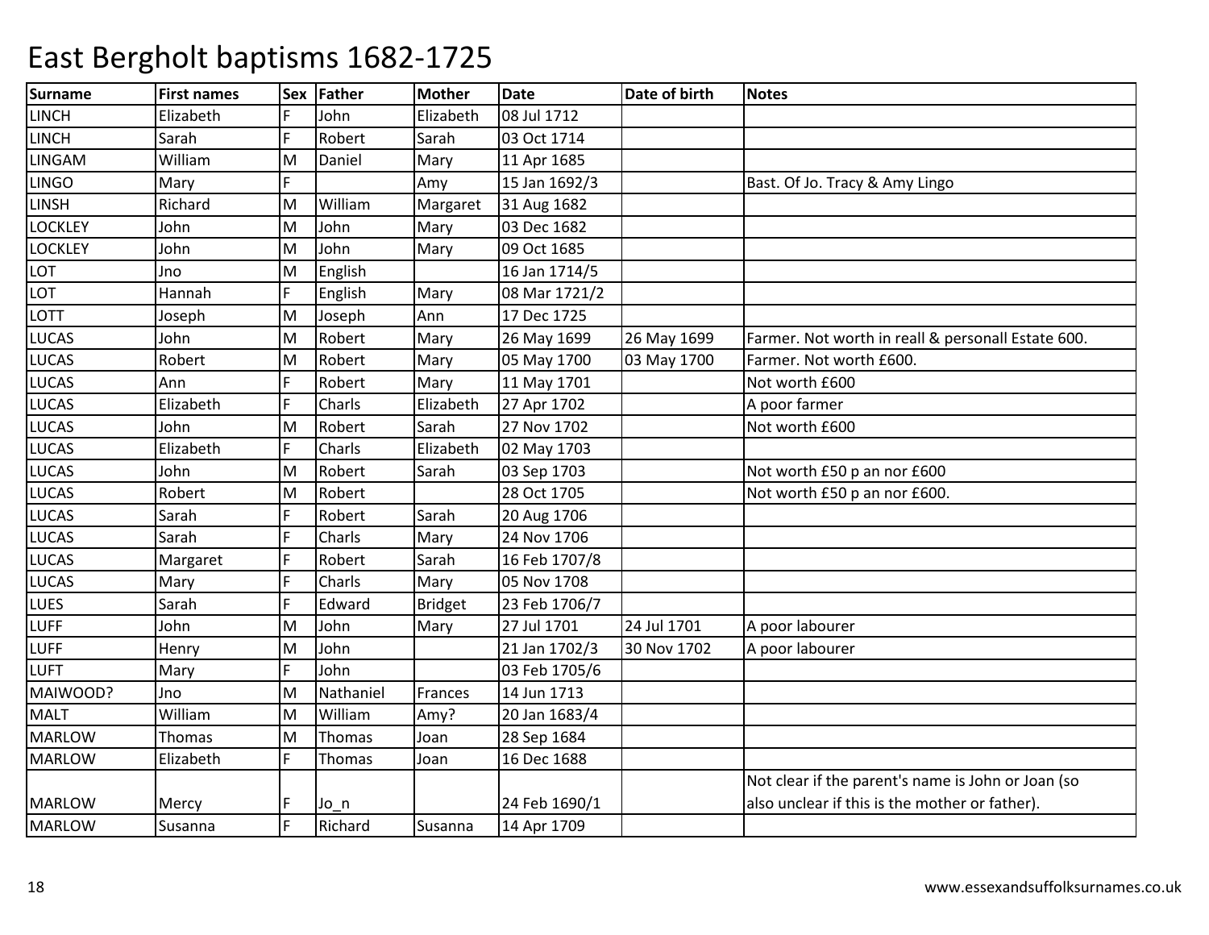# East Bergholt baptisms 1682-1725

| Surname | First names | Sex | Father | Mother | Date | Date of birth | Notes |
|---|---|---|---|---|---|---|---|
| LINCH | Elizabeth | F | John | Elizabeth | 08 Jul 1712 | | |
| LINCH | Sarah | F | Robert | Sarah | 03 Oct 1714 | | |
| LINGAM | William | M | Daniel | Mary | 11 Apr 1685 | | |
| LINGO | Mary | F | | Amy | 15 Jan 1692/3 | | Bast. Of Jo. Tracy & Amy Lingo |
| LINSH | Richard | M | William | Margaret | 31 Aug 1682 | | |
| LOCKLEY | John | M | John | Mary | 03 Dec 1682 | | |
| LOCKLEY | John | M | John | Mary | 09 Oct 1685 | | |
| LOT | Jno | M | English | | 16 Jan 1714/5 | | |
| LOT | Hannah | F | English | Mary | 08 Mar 1721/2 | | |
| LOTT | Joseph | M | Joseph | Ann | 17 Dec 1725 | | |
| LUCAS | John | M | Robert | Mary | 26 May 1699 | 26 May 1699 | Farmer. Not worth in reall & personall Estate 600. |
| LUCAS | Robert | M | Robert | Mary | 05 May 1700 | 03 May 1700 | Farmer. Not worth £600. |
| LUCAS | Ann | F | Robert | Mary | 11 May 1701 | | Not worth £600 |
| LUCAS | Elizabeth | F | Charls | Elizabeth | 27 Apr 1702 | | A poor farmer |
| LUCAS | John | M | Robert | Sarah | 27 Nov 1702 | | Not worth £600 |
| LUCAS | Elizabeth | F | Charls | Elizabeth | 02 May 1703 | | |
| LUCAS | John | M | Robert | Sarah | 03 Sep 1703 | | Not worth £50 p an nor £600 |
| LUCAS | Robert | M | Robert | | 28 Oct 1705 | | Not worth £50 p an nor £600. |
| LUCAS | Sarah | F | Robert | Sarah | 20 Aug 1706 | | |
| LUCAS | Sarah | F | Charls | Mary | 24 Nov 1706 | | |
| LUCAS | Margaret | F | Robert | Sarah | 16 Feb 1707/8 | | |
| LUCAS | Mary | F | Charls | Mary | 05 Nov 1708 | | |
| LUES | Sarah | F | Edward | Bridget | 23 Feb 1706/7 | | |
| LUFF | John | M | John | Mary | 27 Jul 1701 | 24 Jul 1701 | A poor labourer |
| LUFF | Henry | M | John | | 21 Jan 1702/3 | 30 Nov 1702 | A poor labourer |
| LUFT | Mary | F | John | | 03 Feb 1705/6 | | |
| MAIWOOD? | Jno | M | Nathaniel | Frances | 14 Jun 1713 | | |
| MALT | William | M | William | Amy? | 20 Jan 1683/4 | | |
| MARLOW | Thomas | M | Thomas | Joan | 28 Sep 1684 | | |
| MARLOW | Elizabeth | F | Thomas | Joan | 16 Dec 1688 | | |
| MARLOW | Mercy | F | Jo_n | | 24 Feb 1690/1 | | Not clear if the parent's name is John or Joan (so also unclear if this is the mother or father). |
| MARLOW | Susanna | F | Richard | Susanna | 14 Apr 1709 | | |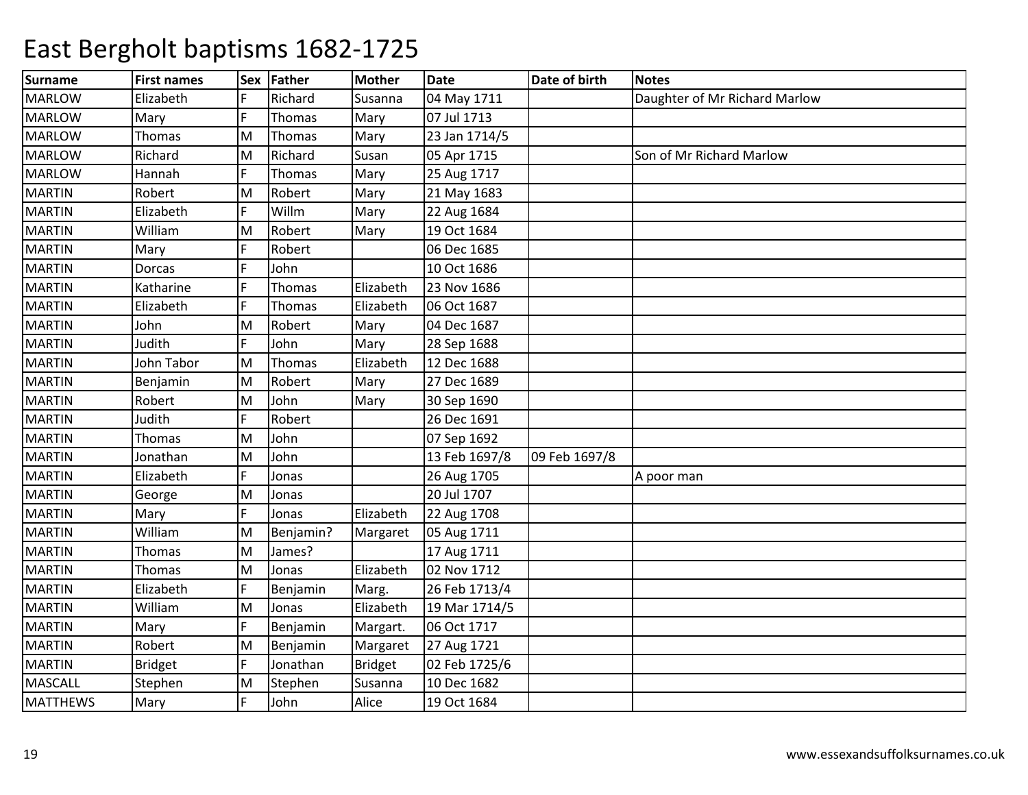# East Bergholt baptisms 1682-1725

| Surname | First names | Sex | Father | Mother | Date | Date of birth | Notes |
|---|---|---|---|---|---|---|---|
| MARLOW | Elizabeth | F | Richard | Susanna | 04 May 1711 | | Daughter of Mr Richard Marlow |
| MARLOW | Mary | F | Thomas | Mary | 07 Jul 1713 | | |
| MARLOW | Thomas | M | Thomas | Mary | 23 Jan 1714/5 | | |
| MARLOW | Richard | M | Richard | Susan | 05 Apr 1715 | | Son of Mr Richard Marlow |
| MARLOW | Hannah | F | Thomas | Mary | 25 Aug 1717 | | |
| MARTIN | Robert | M | Robert | Mary | 21 May 1683 | | |
| MARTIN | Elizabeth | F | Willm | Mary | 22 Aug 1684 | | |
| MARTIN | William | M | Robert | Mary | 19 Oct 1684 | | |
| MARTIN | Mary | F | Robert | | 06 Dec 1685 | | |
| MARTIN | Dorcas | F | John | | 10 Oct 1686 | | |
| MARTIN | Katharine | F | Thomas | Elizabeth | 23 Nov 1686 | | |
| MARTIN | Elizabeth | F | Thomas | Elizabeth | 06 Oct 1687 | | |
| MARTIN | John | M | Robert | Mary | 04 Dec 1687 | | |
| MARTIN | Judith | F | John | Mary | 28 Sep 1688 | | |
| MARTIN | John Tabor | M | Thomas | Elizabeth | 12 Dec 1688 | | |
| MARTIN | Benjamin | M | Robert | Mary | 27 Dec 1689 | | |
| MARTIN | Robert | M | John | Mary | 30 Sep 1690 | | |
| MARTIN | Judith | F | Robert | | 26 Dec 1691 | | |
| MARTIN | Thomas | M | John | | 07 Sep 1692 | | |
| MARTIN | Jonathan | M | John | | 13 Feb 1697/8 | 09 Feb 1697/8 | |
| MARTIN | Elizabeth | F | Jonas | | 26 Aug 1705 | | A poor man |
| MARTIN | George | M | Jonas | | 20 Jul 1707 | | |
| MARTIN | Mary | F | Jonas | Elizabeth | 22 Aug 1708 | | |
| MARTIN | William | M | Benjamin? | Margaret | 05 Aug 1711 | | |
| MARTIN | Thomas | M | James? | | 17 Aug 1711 | | |
| MARTIN | Thomas | M | Jonas | Elizabeth | 02 Nov 1712 | | |
| MARTIN | Elizabeth | F | Benjamin | Marg. | 26 Feb 1713/4 | | |
| MARTIN | William | M | Jonas | Elizabeth | 19 Mar 1714/5 | | |
| MARTIN | Mary | F | Benjamin | Margart. | 06 Oct 1717 | | |
| MARTIN | Robert | M | Benjamin | Margaret | 27 Aug 1721 | | |
| MARTIN | Bridget | F | Jonathan | Bridget | 02 Feb 1725/6 | | |
| MASCALL | Stephen | M | Stephen | Susanna | 10 Dec 1682 | | |
| MATTHEWS | Mary | F | John | Alice | 19 Oct 1684 | | |

www.essexandsuffolksurnames.co.uk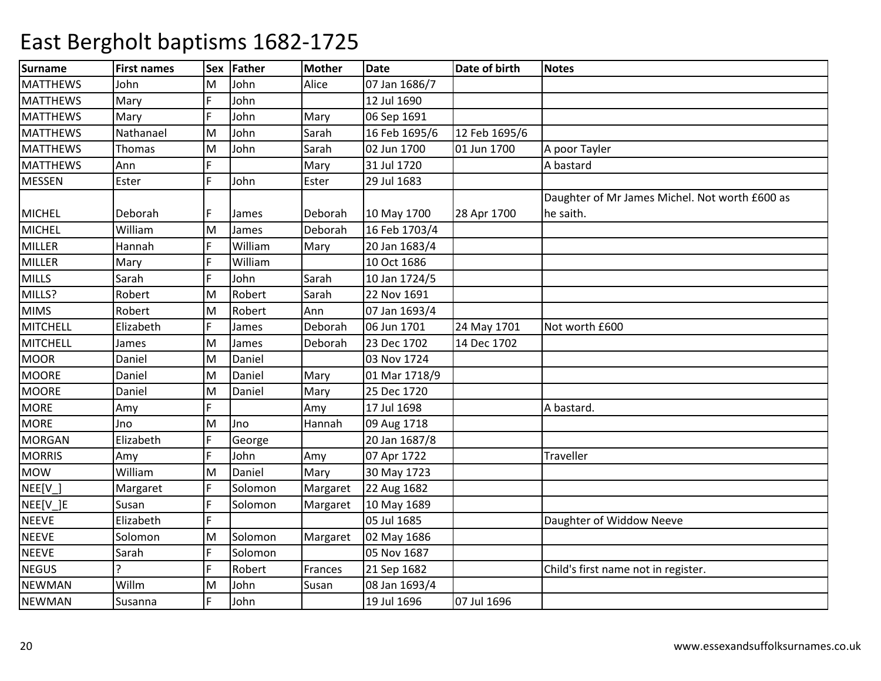# East Bergholt baptisms 1682-1725

| Surname | First names | Sex | Father | Mother | Date | Date of birth | Notes |
|---|---|---|---|---|---|---|---|
| MATTHEWS | John | M | John | Alice | 07 Jan 1686/7 | | |
| MATTHEWS | Mary | F | John | | 12 Jul 1690 | | |
| MATTHEWS | Mary | F | John | Mary | 06 Sep 1691 | | |
| MATTHEWS | Nathanael | M | John | Sarah | 16 Feb 1695/6 | 12 Feb 1695/6 | |
| MATTHEWS | Thomas | M | John | Sarah | 02 Jun 1700 | 01 Jun 1700 | A poor Tayler |
| MATTHEWS | Ann | F | | Mary | 31 Jul 1720 | | A bastard |
| MESSEN | Ester | F | John | Ester | 29 Jul 1683 | | |
| MICHEL | Deborah | F | James | Deborah | 10 May 1700 | 28 Apr 1700 | Daughter of Mr James Michel. Not worth £600 as he saith. |
| MICHEL | William | M | James | Deborah | 16 Feb 1703/4 | | |
| MILLER | Hannah | F | William | Mary | 20 Jan 1683/4 | | |
| MILLER | Mary | F | William | | 10 Oct 1686 | | |
| MILLS | Sarah | F | John | Sarah | 10 Jan 1724/5 | | |
| MILLS? | Robert | M | Robert | Sarah | 22 Nov 1691 | | |
| MIMS | Robert | M | Robert | Ann | 07 Jan 1693/4 | | |
| MITCHELL | Elizabeth | F | James | Deborah | 06 Jun 1701 | 24 May 1701 | Not worth £600 |
| MITCHELL | James | M | James | Deborah | 23 Dec 1702 | 14 Dec 1702 | |
| MOOR | Daniel | M | Daniel | | 03 Nov 1724 | | |
| MOORE | Daniel | M | Daniel | Mary | 01 Mar 1718/9 | | |
| MOORE | Daniel | M | Daniel | Mary | 25 Dec 1720 | | |
| MORE | Amy | F | | Amy | 17 Jul 1698 | | A bastard. |
| MORE | Jno | M | Jno | Hannah | 09 Aug 1718 | | |
| MORGAN | Elizabeth | F | George | | 20 Jan 1687/8 | | |
| MORRIS | Amy | F | John | Amy | 07 Apr 1722 | | Traveller |
| MOW | William | M | Daniel | Mary | 30 May 1723 | | |
| NEE[V_] | Margaret | F | Solomon | Margaret | 22 Aug 1682 | | |
| NEE[V_]E | Susan | F | Solomon | Margaret | 10 May 1689 | | |
| NEEVE | Elizabeth | F | | | 05 Jul 1685 | | Daughter of Widdow Neeve |
| NEEVE | Solomon | M | Solomon | Margaret | 02 May 1686 | | |
| NEEVE | Sarah | F | Solomon | | 05 Nov 1687 | | |
| NEGUS | ? | F | Robert | Frances | 21 Sep 1682 | | Child's first name not in register. |
| NEWMAN | Willm | M | John | Susan | 08 Jan 1693/4 | | |
| NEWMAN | Susanna | F | John | | 19 Jul 1696 | 07 Jul 1696 | |

www.essexandsuffolksurnames.co.uk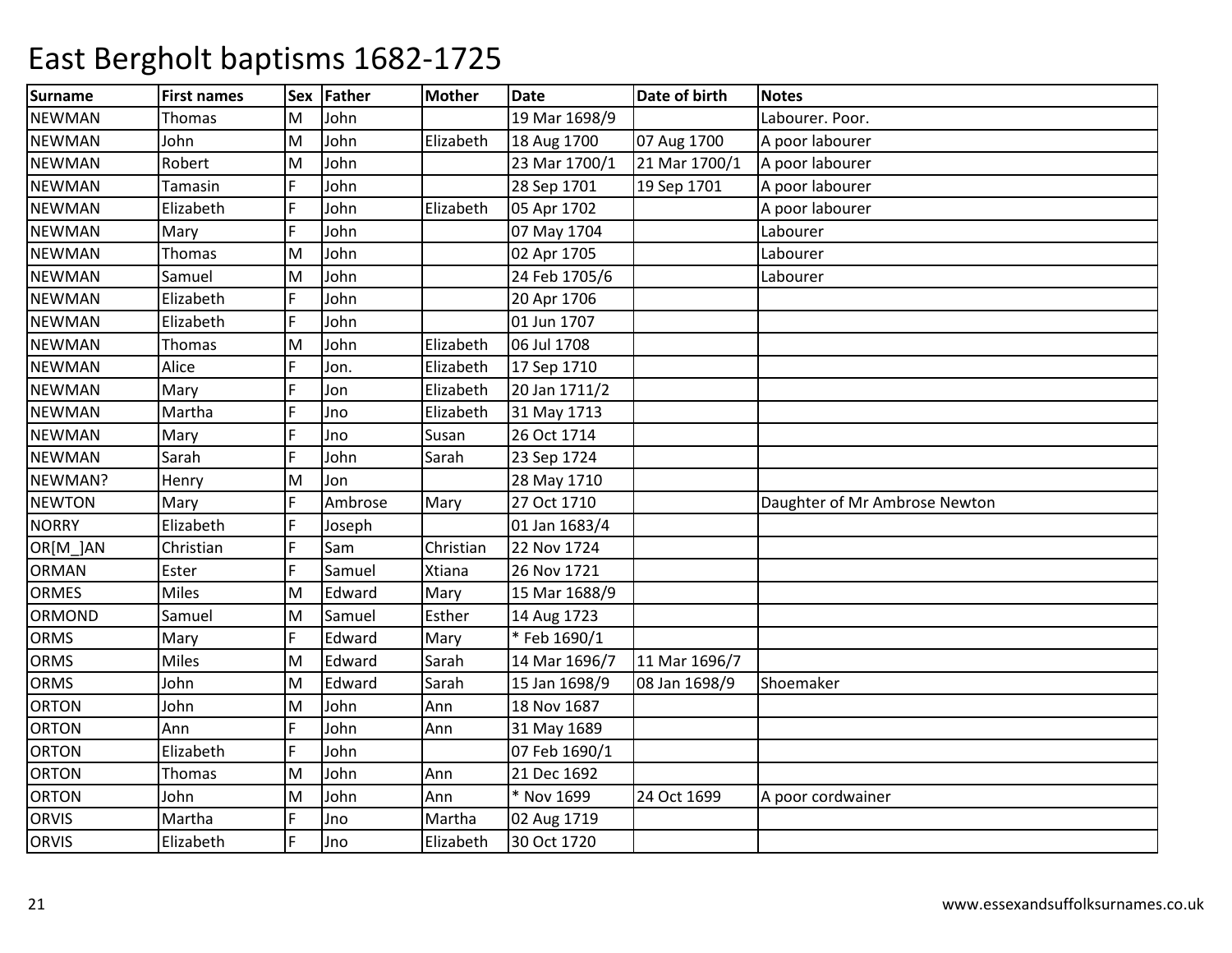# East Bergholt baptisms 1682-1725

| Surname | First names | Sex | Father | Mother | Date | Date of birth | Notes |
|---|---|---|---|---|---|---|---|
| NEWMAN | Thomas | M | John | | 19 Mar 1698/9 | | Labourer. Poor. |
| NEWMAN | John | M | John | Elizabeth | 18 Aug 1700 | 07 Aug 1700 | A poor labourer |
| NEWMAN | Robert | M | John | | 23 Mar 1700/1 | 21 Mar 1700/1 | A poor labourer |
| NEWMAN | Tamasin | F | John | | 28 Sep 1701 | 19 Sep 1701 | A poor labourer |
| NEWMAN | Elizabeth | F | John | Elizabeth | 05 Apr 1702 | | A poor labourer |
| NEWMAN | Mary | F | John | | 07 May 1704 | | Labourer |
| NEWMAN | Thomas | M | John | | 02 Apr 1705 | | Labourer |
| NEWMAN | Samuel | M | John | | 24 Feb 1705/6 | | Labourer |
| NEWMAN | Elizabeth | F | John | | 20 Apr 1706 | | |
| NEWMAN | Elizabeth | F | John | | 01 Jun 1707 | | |
| NEWMAN | Thomas | M | John | Elizabeth | 06 Jul 1708 | | |
| NEWMAN | Alice | F | Jon. | Elizabeth | 17 Sep 1710 | | |
| NEWMAN | Mary | F | Jon | Elizabeth | 20 Jan 1711/2 | | |
| NEWMAN | Martha | F | Jno | Elizabeth | 31 May 1713 | | |
| NEWMAN | Mary | F | Jno | Susan | 26 Oct 1714 | | |
| NEWMAN | Sarah | F | John | Sarah | 23 Sep 1724 | | |
| NEWMAN? | Henry | M | Jon | | 28 May 1710 | | |
| NEWTON | Mary | F | Ambrose | Mary | 27 Oct 1710 | | Daughter of Mr Ambrose Newton |
| NORRY | Elizabeth | F | Joseph | | 01 Jan 1683/4 | | |
| OR[M_]AN | Christian | F | Sam | Christian | 22 Nov 1724 | | |
| ORMAN | Ester | F | Samuel | Xtiana | 26 Nov 1721 | | |
| ORMES | Miles | M | Edward | Mary | 15 Mar 1688/9 | | |
| ORMOND | Samuel | M | Samuel | Esther | 14 Aug 1723 | | |
| ORMS | Mary | F | Edward | Mary | * Feb 1690/1 | | |
| ORMS | Miles | M | Edward | Sarah | 14 Mar 1696/7 | 11 Mar 1696/7 | |
| ORMS | John | M | Edward | Sarah | 15 Jan 1698/9 | 08 Jan 1698/9 | Shoemaker |
| ORTON | John | M | John | Ann | 18 Nov 1687 | | |
| ORTON | Ann | F | John | Ann | 31 May 1689 | | |
| ORTON | Elizabeth | F | John | | 07 Feb 1690/1 | | |
| ORTON | Thomas | M | John | Ann | 21 Dec 1692 | | |
| ORTON | John | M | John | Ann | * Nov 1699 | 24 Oct 1699 | A poor cordwainer |
| ORVIS | Martha | F | Jno | Martha | 02 Aug 1719 | | |
| ORVIS | Elizabeth | F | Jno | Elizabeth | 30 Oct 1720 | | |

www.essexandsuffolksurnames.co.uk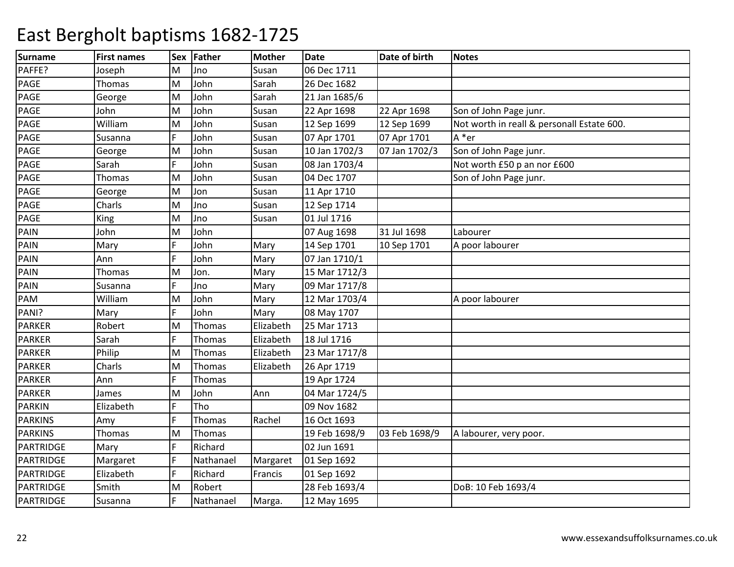# East Bergholt baptisms 1682-1725

| Surname | First names | Sex | Father | Mother | Date | Date of birth | Notes |
|---|---|---|---|---|---|---|---|
| PAFFE? | Joseph | M | Jno | Susan | 06 Dec 1711 | | |
| PAGE | Thomas | M | John | Sarah | 26 Dec 1682 | | |
| PAGE | George | M | John | Sarah | 21 Jan 1685/6 | | |
| PAGE | John | M | John | Susan | 22 Apr 1698 | 22 Apr 1698 | Son of John Page junr. |
| PAGE | William | M | John | Susan | 12 Sep 1699 | 12 Sep 1699 | Not worth in reall & personall Estate 600. |
| PAGE | Susanna | F | John | Susan | 07 Apr 1701 | 07 Apr 1701 | A *er |
| PAGE | George | M | John | Susan | 10 Jan 1702/3 | 07 Jan 1702/3 | Son of John Page junr. |
| PAGE | Sarah | F | John | Susan | 08 Jan 1703/4 | | Not worth £50 p an nor £600 |
| PAGE | Thomas | M | John | Susan | 04 Dec 1707 | | Son of John Page junr. |
| PAGE | George | M | Jon | Susan | 11 Apr 1710 | | |
| PAGE | Charls | M | Jno | Susan | 12 Sep 1714 | | |
| PAGE | King | M | Jno | Susan | 01 Jul 1716 | | |
| PAIN | John | M | John | | 07 Aug 1698 | 31 Jul 1698 | Labourer |
| PAIN | Mary | F | John | Mary | 14 Sep 1701 | 10 Sep 1701 | A poor labourer |
| PAIN | Ann | F | John | Mary | 07 Jan 1710/1 | | |
| PAIN | Thomas | M | Jon. | Mary | 15 Mar 1712/3 | | |
| PAIN | Susanna | F | Jno | Mary | 09 Mar 1717/8 | | |
| PAM | William | M | John | Mary | 12 Mar 1703/4 | | A poor labourer |
| PANI? | Mary | F | John | Mary | 08 May 1707 | | |
| PARKER | Robert | M | Thomas | Elizabeth | 25 Mar 1713 | | |
| PARKER | Sarah | F | Thomas | Elizabeth | 18 Jul 1716 | | |
| PARKER | Philip | M | Thomas | Elizabeth | 23 Mar 1717/8 | | |
| PARKER | Charls | M | Thomas | Elizabeth | 26 Apr 1719 | | |
| PARKER | Ann | F | Thomas | | 19 Apr 1724 | | |
| PARKER | James | M | John | Ann | 04 Mar 1724/5 | | |
| PARKIN | Elizabeth | F | Tho | | 09 Nov 1682 | | |
| PARKINS | Amy | F | Thomas | Rachel | 16 Oct 1693 | | |
| PARKINS | Thomas | M | Thomas | | 19 Feb 1698/9 | 03 Feb 1698/9 | A labourer, very poor. |
| PARTRIDGE | Mary | F | Richard | | 02 Jun 1691 | | |
| PARTRIDGE | Margaret | F | Nathanael | Margaret | 01 Sep 1692 | | |
| PARTRIDGE | Elizabeth | F | Richard | Francis | 01 Sep 1692 | | |
| PARTRIDGE | Smith | M | Robert | | 28 Feb 1693/4 | | DoB: 10 Feb 1693/4 |
| PARTRIDGE | Susanna | F | Nathanael | Marga. | 12 May 1695 | | |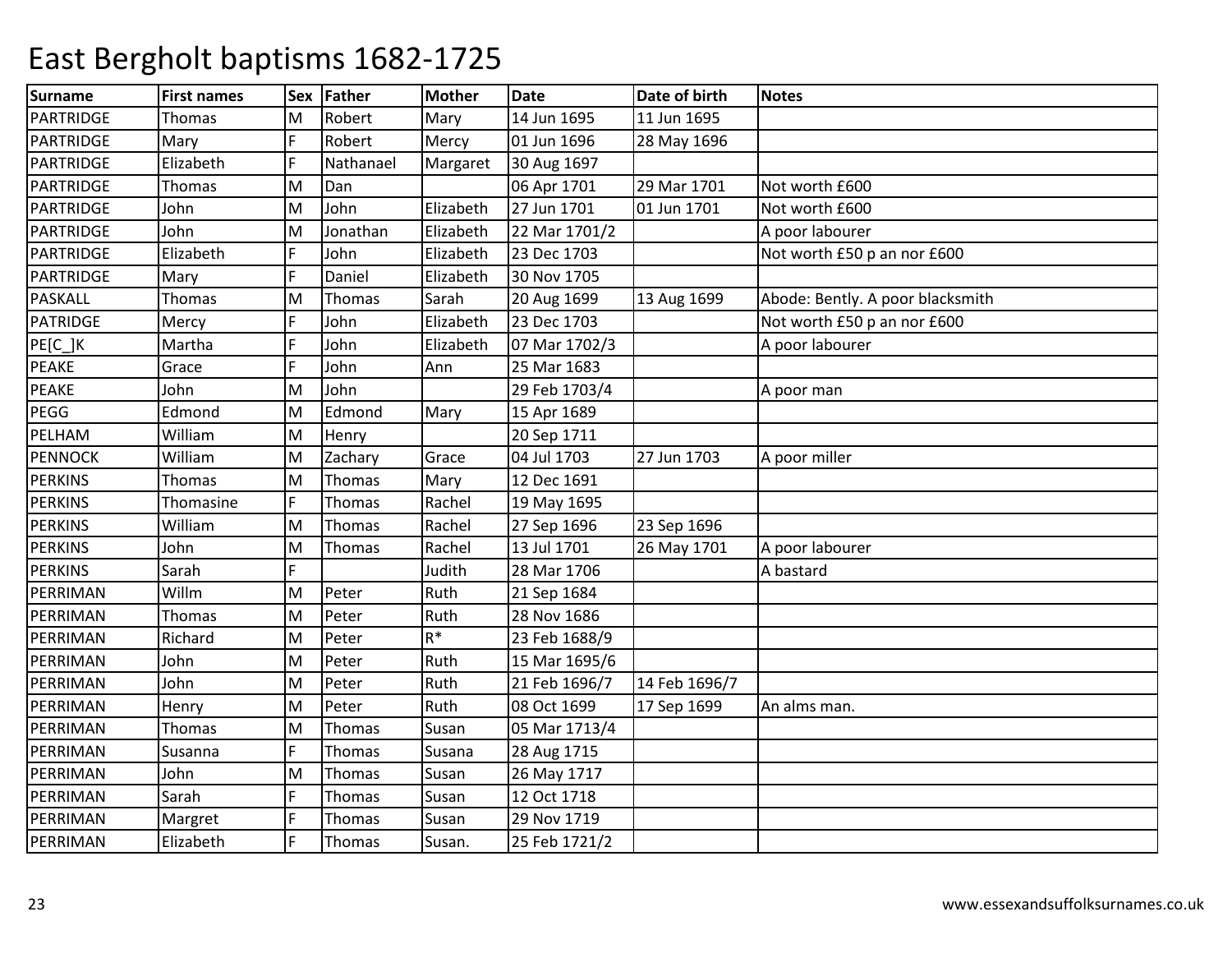# East Bergholt baptisms 1682-1725

| Surname | First names | Sex | Father | Mother | Date | Date of birth | Notes |
|---|---|---|---|---|---|---|---|
| PARTRIDGE | Thomas | M | Robert | Mary | 14 Jun 1695 | 11 Jun 1695 | |
| PARTRIDGE | Mary | F | Robert | Mercy | 01 Jun 1696 | 28 May 1696 | |
| PARTRIDGE | Elizabeth | F | Nathanael | Margaret | 30 Aug 1697 | | |
| PARTRIDGE | Thomas | M | Dan | | 06 Apr 1701 | 29 Mar 1701 | Not worth £600 |
| PARTRIDGE | John | M | John | Elizabeth | 27 Jun 1701 | 01 Jun 1701 | Not worth £600 |
| PARTRIDGE | John | M | Jonathan | Elizabeth | 22 Mar 1701/2 | | A poor labourer |
| PARTRIDGE | Elizabeth | F | John | Elizabeth | 23 Dec 1703 | | Not worth £50 p an nor £600 |
| PARTRIDGE | Mary | F | Daniel | Elizabeth | 30 Nov 1705 | | |
| PASKALL | Thomas | M | Thomas | Sarah | 20 Aug 1699 | 13 Aug 1699 | Abode: Bently. A poor blacksmith |
| PATRIDGE | Mercy | F | John | Elizabeth | 23 Dec 1703 | | Not worth £50 p an nor £600 |
| PE[C_]K | Martha | F | John | Elizabeth | 07 Mar 1702/3 | | A poor labourer |
| PEAKE | Grace | F | John | Ann | 25 Mar 1683 | | |
| PEAKE | John | M | John | | 29 Feb 1703/4 | | A poor man |
| PEGG | Edmond | M | Edmond | Mary | 15 Apr 1689 | | |
| PELHAM | William | M | Henry | | 20 Sep 1711 | | |
| PENNOCK | William | M | Zachary | Grace | 04 Jul 1703 | 27 Jun 1703 | A poor miller |
| PERKINS | Thomas | M | Thomas | Mary | 12 Dec 1691 | | |
| PERKINS | Thomasine | F | Thomas | Rachel | 19 May 1695 | | |
| PERKINS | William | M | Thomas | Rachel | 27 Sep 1696 | 23 Sep 1696 | |
| PERKINS | John | M | Thomas | Rachel | 13 Jul 1701 | 26 May 1701 | A poor labourer |
| PERKINS | Sarah | F | | Judith | 28 Mar 1706 | | A bastard |
| PERRIMAN | Willm | M | Peter | Ruth | 21 Sep 1684 | | |
| PERRIMAN | Thomas | M | Peter | Ruth | 28 Nov 1686 | | |
| PERRIMAN | Richard | M | Peter | R* | 23 Feb 1688/9 | | |
| PERRIMAN | John | M | Peter | Ruth | 15 Mar 1695/6 | | |
| PERRIMAN | John | M | Peter | Ruth | 21 Feb 1696/7 | 14 Feb 1696/7 | |
| PERRIMAN | Henry | M | Peter | Ruth | 08 Oct 1699 | 17 Sep 1699 | An alms man. |
| PERRIMAN | Thomas | M | Thomas | Susan | 05 Mar 1713/4 | | |
| PERRIMAN | Susanna | F | Thomas | Susana | 28 Aug 1715 | | |
| PERRIMAN | John | M | Thomas | Susan | 26 May 1717 | | |
| PERRIMAN | Sarah | F | Thomas | Susan | 12 Oct 1718 | | |
| PERRIMAN | Margret | F | Thomas | Susan | 29 Nov 1719 | | |
| PERRIMAN | Elizabeth | F | Thomas | Susan. | 25 Feb 1721/2 | | |

www.essexandsuffolksurnames.co.uk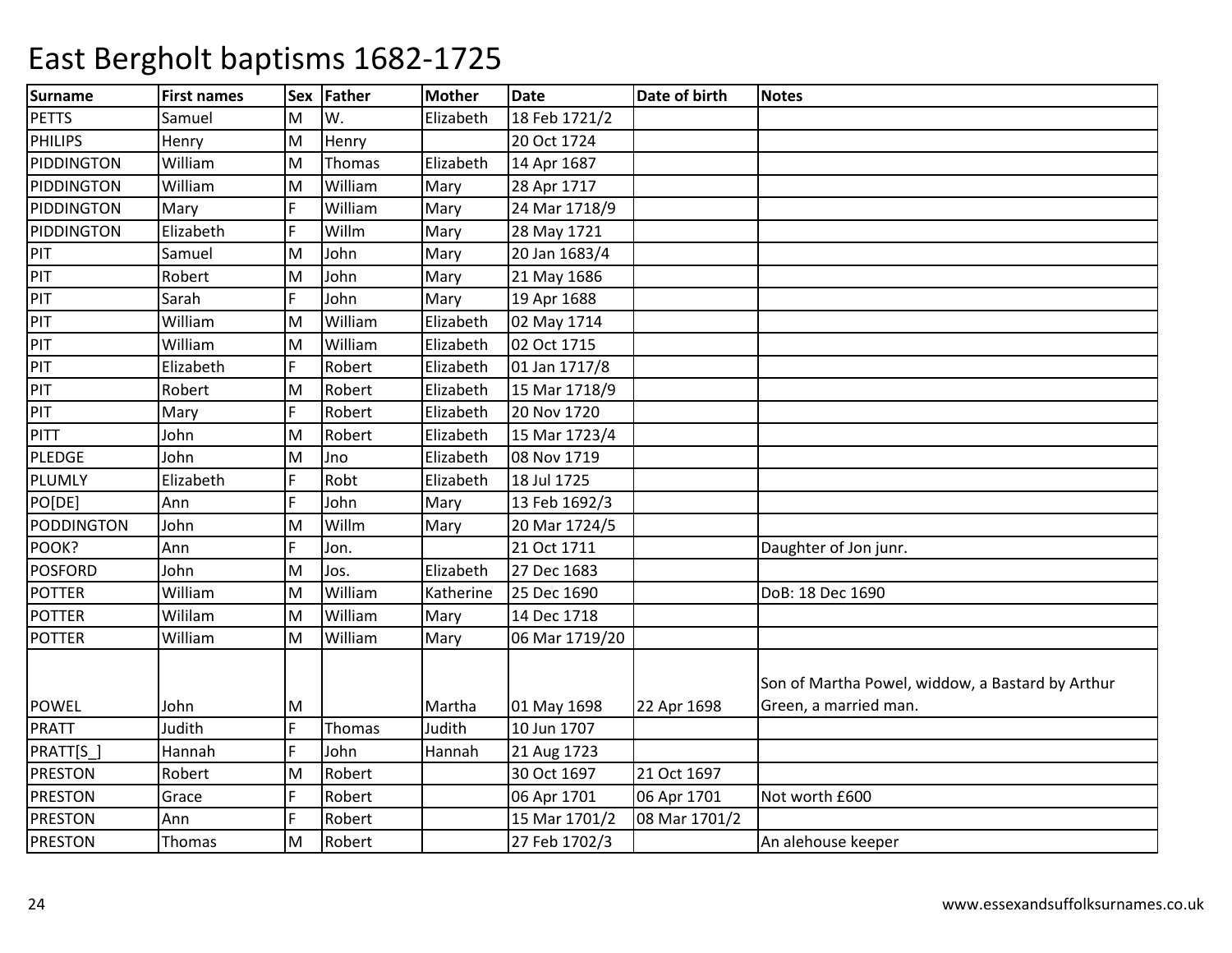# East Bergholt baptisms 1682-1725

| Surname | First names | Sex | Father | Mother | Date | Date of birth | Notes |
|---|---|---|---|---|---|---|---|
| PETTS | Samuel | M | W. | Elizabeth | 18 Feb 1721/2 | | |
| PHILIPS | Henry | M | Henry | | 20 Oct 1724 | | |
| PIDDINGTON | William | M | Thomas | Elizabeth | 14 Apr 1687 | | |
| PIDDINGTON | William | M | William | Mary | 28 Apr 1717 | | |
| PIDDINGTON | Mary | F | William | Mary | 24 Mar 1718/9 | | |
| PIDDINGTON | Elizabeth | F | Willm | Mary | 28 May 1721 | | |
| PIT | Samuel | M | John | Mary | 20 Jan 1683/4 | | |
| PIT | Robert | M | John | Mary | 21 May 1686 | | |
| PIT | Sarah | F | John | Mary | 19 Apr 1688 | | |
| PIT | William | M | William | Elizabeth | 02 May 1714 | | |
| PIT | William | M | William | Elizabeth | 02 Oct 1715 | | |
| PIT | Elizabeth | F | Robert | Elizabeth | 01 Jan 1717/8 | | |
| PIT | Robert | M | Robert | Elizabeth | 15 Mar 1718/9 | | |
| PIT | Mary | F | Robert | Elizabeth | 20 Nov 1720 | | |
| PITT | John | M | Robert | Elizabeth | 15 Mar 1723/4 | | |
| PLEDGE | John | M | Jno | Elizabeth | 08 Nov 1719 | | |
| PLUMLY | Elizabeth | F | Robt | Elizabeth | 18 Jul 1725 | | |
| PO[DE] | Ann | F | John | Mary | 13 Feb 1692/3 | | |
| PODDINGTON | John | M | Willm | Mary | 20 Mar 1724/5 | | |
| POOK? | Ann | F | Jon. | | 21 Oct 1711 | | Daughter of Jon junr. |
| POSFORD | John | M | Jos. | Elizabeth | 27 Dec 1683 | | |
| POTTER | William | M | William | Katherine | 25 Dec 1690 | | DoB: 18 Dec 1690 |
| POTTER | Wililam | M | William | Mary | 14 Dec 1718 | | |
| POTTER | William | M | William | Mary | 06 Mar 1719/20 | | |
| POWEL | John | M | | Martha | 01 May 1698 | 22 Apr 1698 | Son of Martha Powel, widdow, a Bastard by Arthur Green, a married man. |
| PRATT | Judith | F | Thomas | Judith | 10 Jun 1707 | | |
| PRATT[S_] | Hannah | F | John | Hannah | 21 Aug 1723 | | |
| PRESTON | Robert | M | Robert | | 30 Oct 1697 | 21 Oct 1697 | |
| PRESTON | Grace | F | Robert | | 06 Apr 1701 | 06 Apr 1701 | Not worth £600 |
| PRESTON | Ann | F | Robert | | 15 Mar 1701/2 | 08 Mar 1701/2 | |
| PRESTON | Thomas | M | Robert | | 27 Feb 1702/3 | | An alehouse keeper |

www.essexandsuffolksurnames.co.uk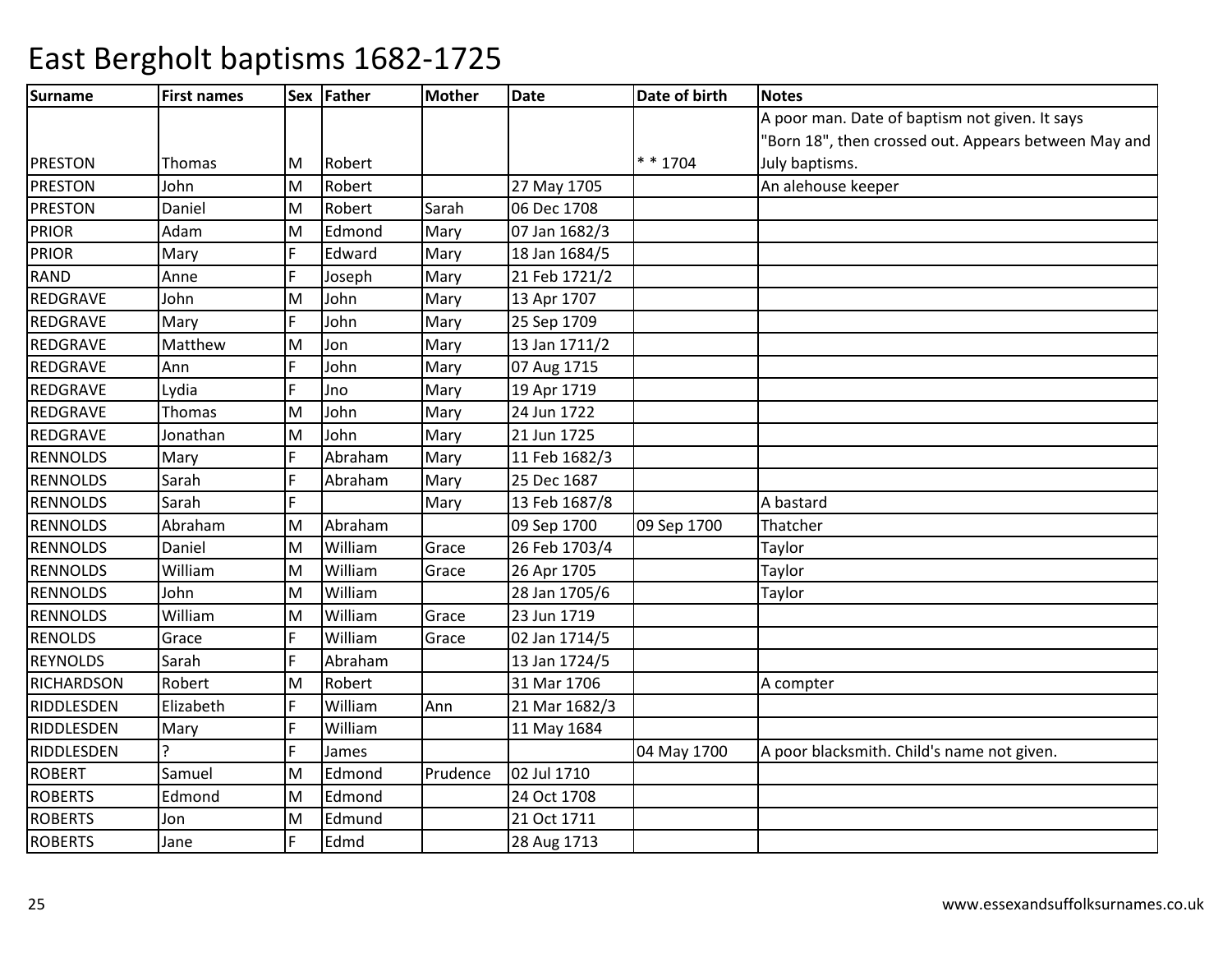# East Bergholt baptisms 1682-1725

| Surname | First names | Sex | Father | Mother | Date | Date of birth | Notes |
|---|---|---|---|---|---|---|---|
| PRESTON | Thomas | M | Robert | | | * * 1704 | A poor man. Date of baptism not given. It says "Born 18", then crossed out. Appears between May and July baptisms. |
| PRESTON | John | M | Robert | | 27 May 1705 | | An alehouse keeper |
| PRESTON | Daniel | M | Robert | Sarah | 06 Dec 1708 | | |
| PRIOR | Adam | M | Edmond | Mary | 07 Jan 1682/3 | | |
| PRIOR | Mary | F | Edward | Mary | 18 Jan 1684/5 | | |
| RAND | Anne | F | Joseph | Mary | 21 Feb 1721/2 | | |
| REDGRAVE | John | M | John | Mary | 13 Apr 1707 | | |
| REDGRAVE | Mary | F | John | Mary | 25 Sep 1709 | | |
| REDGRAVE | Matthew | M | Jon | Mary | 13 Jan 1711/2 | | |
| REDGRAVE | Ann | F | John | Mary | 07 Aug 1715 | | |
| REDGRAVE | Lydia | F | Jno | Mary | 19 Apr 1719 | | |
| REDGRAVE | Thomas | M | John | Mary | 24 Jun 1722 | | |
| REDGRAVE | Jonathan | M | John | Mary | 21 Jun 1725 | | |
| RENNOLDS | Mary | F | Abraham | Mary | 11 Feb 1682/3 | | |
| RENNOLDS | Sarah | F | Abraham | Mary | 25 Dec 1687 | | |
| RENNOLDS | Sarah | F | | Mary | 13 Feb 1687/8 | | A bastard |
| RENNOLDS | Abraham | M | Abraham | | 09 Sep 1700 | 09 Sep 1700 | Thatcher |
| RENNOLDS | Daniel | M | William | Grace | 26 Feb 1703/4 | | Taylor |
| RENNOLDS | William | M | William | Grace | 26 Apr 1705 | | Taylor |
| RENNOLDS | John | M | William | | 28 Jan 1705/6 | | Taylor |
| RENNOLDS | William | M | William | Grace | 23 Jun 1719 | | |
| RENOLDS | Grace | F | William | Grace | 02 Jan 1714/5 | | |
| REYNOLDS | Sarah | F | Abraham | | 13 Jan 1724/5 | | |
| RICHARDSON | Robert | M | Robert | | 31 Mar 1706 | | A compter |
| RIDDLESDEN | Elizabeth | F | William | Ann | 21 Mar 1682/3 | | |
| RIDDLESDEN | Mary | F | William | | 11 May 1684 | | |
| RIDDLESDEN | ? | F | James | | | 04 May 1700 | A poor blacksmith. Child's name not given. |
| ROBERT | Samuel | M | Edmond | Prudence | 02 Jul 1710 | | |
| ROBERTS | Edmond | M | Edmond | | 24 Oct 1708 | | |
| ROBERTS | Jon | M | Edmund | | 21 Oct 1711 | | |
| ROBERTS | Jane | F | Edmd | | 28 Aug 1713 | | |

www.essexandsuffolksurnames.co.uk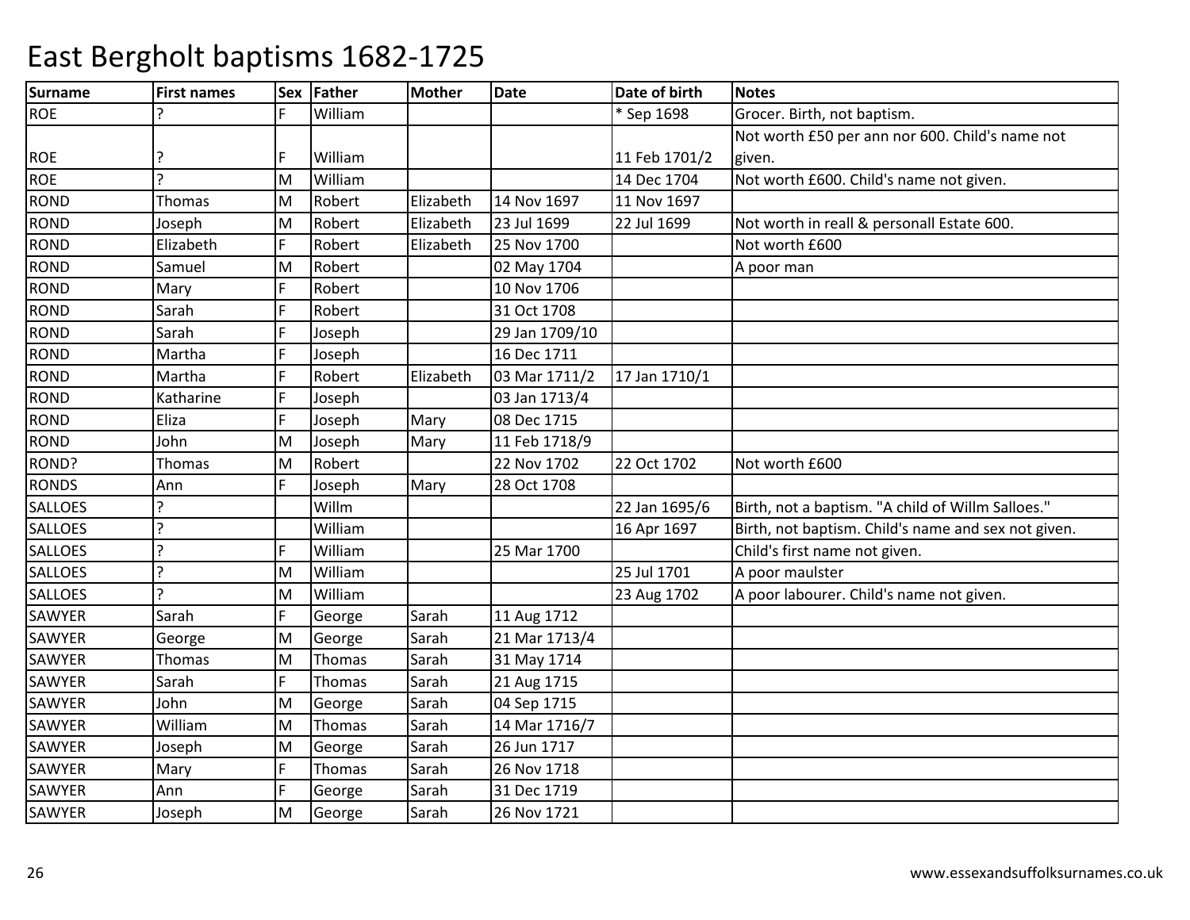# East Bergholt baptisms 1682-1725

| Surname | First names | Sex | Father | Mother | Date | Date of birth | Notes |
|---|---|---|---|---|---|---|---|
| ROE | ? | F | William | | | * Sep 1698 | Grocer. Birth, not baptism. |
| ROE | ? | F | William | | | 11 Feb 1701/2 | Not worth £50 per ann nor 600. Child's name not given. |
| ROE | ? | M | William | | | 14 Dec 1704 | Not worth £600. Child's name not given. |
| ROND | Thomas | M | Robert | Elizabeth | 14 Nov 1697 | 11 Nov 1697 | |
| ROND | Joseph | M | Robert | Elizabeth | 23 Jul 1699 | 22 Jul 1699 | Not worth in reall & personall Estate 600. |
| ROND | Elizabeth | F | Robert | Elizabeth | 25 Nov 1700 | | Not worth £600 |
| ROND | Samuel | M | Robert | | 02 May 1704 | | A poor man |
| ROND | Mary | F | Robert | | 10 Nov 1706 | | |
| ROND | Sarah | F | Robert | | 31 Oct 1708 | | |
| ROND | Sarah | F | Joseph | | 29 Jan 1709/10 | | |
| ROND | Martha | F | Joseph | | 16 Dec 1711 | | |
| ROND | Martha | F | Robert | Elizabeth | 03 Mar 1711/2 | 17 Jan 1710/1 | |
| ROND | Katharine | F | Joseph | | 03 Jan 1713/4 | | |
| ROND | Eliza | F | Joseph | Mary | 08 Dec 1715 | | |
| ROND | John | M | Joseph | Mary | 11 Feb 1718/9 | | |
| ROND? | Thomas | M | Robert | | 22 Nov 1702 | 22 Oct 1702 | Not worth £600 |
| RONDS | Ann | F | Joseph | Mary | 28 Oct 1708 | | |
| SALLOES | ? | | Willm | | | 22 Jan 1695/6 | Birth, not a baptism. "A child of Willm Salloes." |
| SALLOES | ? | | William | | | 16 Apr 1697 | Birth, not baptism. Child's name and sex not given. |
| SALLOES | ? | F | William | | 25 Mar 1700 | | Child's first name not given. |
| SALLOES | ? | M | William | | | 25 Jul 1701 | A poor maulster |
| SALLOES | ? | M | William | | | 23 Aug 1702 | A poor labourer. Child's name not given. |
| SAWYER | Sarah | F | George | Sarah | 11 Aug 1712 | | |
| SAWYER | George | M | George | Sarah | 21 Mar 1713/4 | | |
| SAWYER | Thomas | M | Thomas | Sarah | 31 May 1714 | | |
| SAWYER | Sarah | F | Thomas | Sarah | 21 Aug 1715 | | |
| SAWYER | John | M | George | Sarah | 04 Sep 1715 | | |
| SAWYER | William | M | Thomas | Sarah | 14 Mar 1716/7 | | |
| SAWYER | Joseph | M | George | Sarah | 26 Jun 1717 | | |
| SAWYER | Mary | F | Thomas | Sarah | 26 Nov 1718 | | |
| SAWYER | Ann | F | George | Sarah | 31 Dec 1719 | | |
| SAWYER | Joseph | M | George | Sarah | 26 Nov 1721 | | |

www.essexandsuffolksurnames.co.uk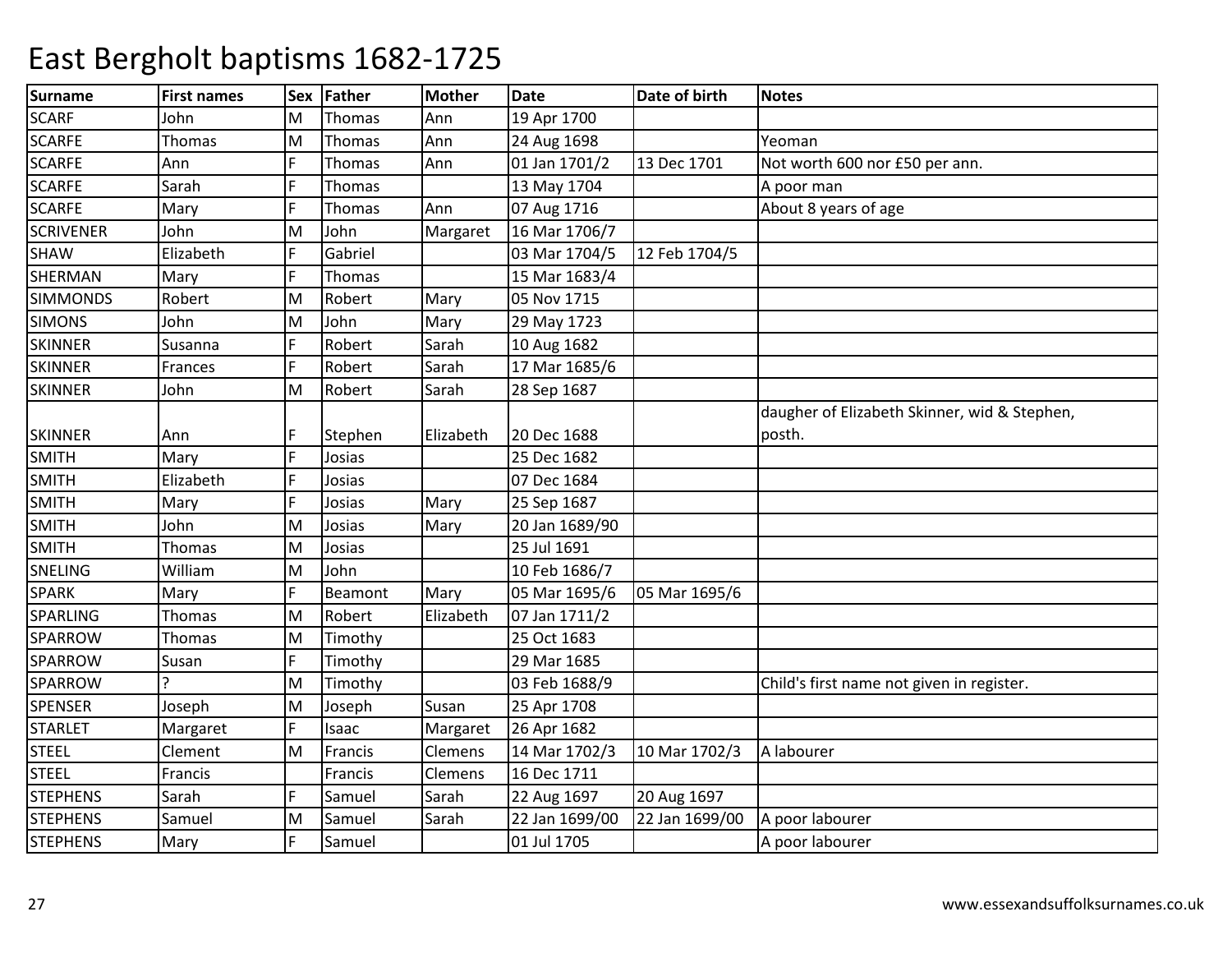# East Bergholt baptisms 1682-1725

| Surname | First names | Sex | Father | Mother | Date | Date of birth | Notes |
|---|---|---|---|---|---|---|---|
| SCARF | John | M | Thomas | Ann | 19 Apr 1700 | | |
| SCARFE | Thomas | M | Thomas | Ann | 24 Aug 1698 | | Yeoman |
| SCARFE | Ann | F | Thomas | Ann | 01 Jan 1701/2 | 13 Dec 1701 | Not worth 600 nor £50 per ann. |
| SCARFE | Sarah | F | Thomas | | 13 May 1704 | | A poor man |
| SCARFE | Mary | F | Thomas | Ann | 07 Aug 1716 | | About 8 years of age |
| SCRIVENER | John | M | John | Margaret | 16 Mar 1706/7 | | |
| SHAW | Elizabeth | F | Gabriel | | 03 Mar 1704/5 | 12 Feb 1704/5 | |
| SHERMAN | Mary | F | Thomas | | 15 Mar 1683/4 | | |
| SIMMONDS | Robert | M | Robert | Mary | 05 Nov 1715 | | |
| SIMONS | John | M | John | Mary | 29 May 1723 | | |
| SKINNER | Susanna | F | Robert | Sarah | 10 Aug 1682 | | |
| SKINNER | Frances | F | Robert | Sarah | 17 Mar 1685/6 | | |
| SKINNER | John | M | Robert | Sarah | 28 Sep 1687 | | |
| SKINNER | Ann | F | Stephen | Elizabeth | 20 Dec 1688 | | daugher of Elizabeth Skinner, wid & Stephen, posth. |
| SMITH | Mary | F | Josias | | 25 Dec 1682 | | |
| SMITH | Elizabeth | F | Josias | | 07 Dec 1684 | | |
| SMITH | Mary | F | Josias | Mary | 25 Sep 1687 | | |
| SMITH | John | M | Josias | Mary | 20 Jan 1689/90 | | |
| SMITH | Thomas | M | Josias | | 25 Jul 1691 | | |
| SNELING | William | M | John | | 10 Feb 1686/7 | | |
| SPARK | Mary | F | Beamont | Mary | 05 Mar 1695/6 | 05 Mar 1695/6 | |
| SPARLING | Thomas | M | Robert | Elizabeth | 07 Jan 1711/2 | | |
| SPARROW | Thomas | M | Timothy | | 25 Oct 1683 | | |
| SPARROW | Susan | F | Timothy | | 29 Mar 1685 | | |
| SPARROW | ? | M | Timothy | | 03 Feb 1688/9 | | Child's first name not given in register. |
| SPENSER | Joseph | M | Joseph | Susan | 25 Apr 1708 | | |
| STARLET | Margaret | F | Isaac | Margaret | 26 Apr 1682 | | |
| STEEL | Clement | M | Francis | Clemens | 14 Mar 1702/3 | 10 Mar 1702/3 | A labourer |
| STEEL | Francis | | Francis | Clemens | 16 Dec 1711 | | |
| STEPHENS | Sarah | F | Samuel | Sarah | 22 Aug 1697 | 20 Aug 1697 | |
| STEPHENS | Samuel | M | Samuel | Sarah | 22 Jan 1699/00 | 22 Jan 1699/00 | A poor labourer |
| STEPHENS | Mary | F | Samuel | | 01 Jul 1705 | | A poor labourer |

www.essexandsuffolksurnames.co.uk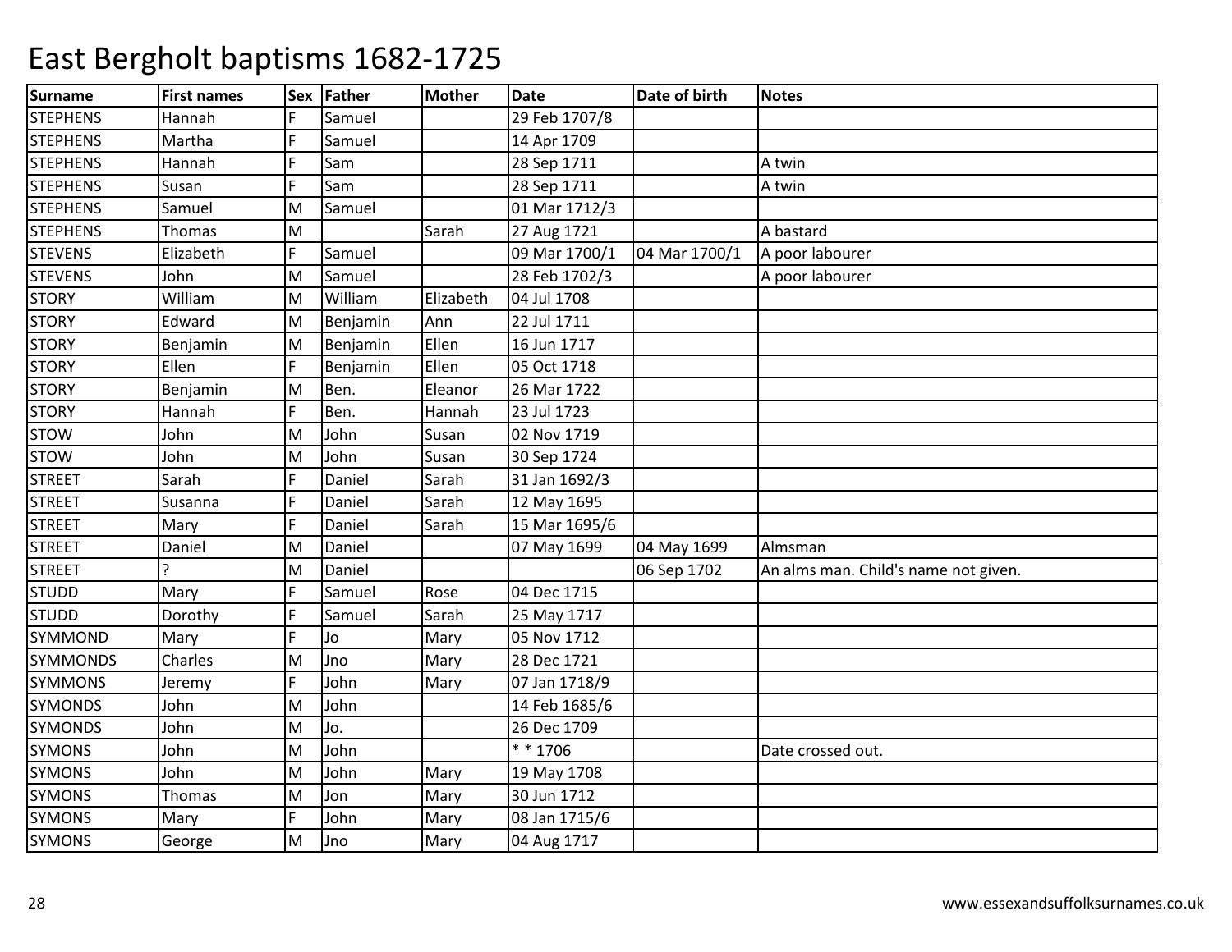# East Bergholt baptisms 1682-1725

| Surname | First names | Sex | Father | Mother | Date | Date of birth | Notes |
|---|---|---|---|---|---|---|---|
| STEPHENS | Hannah | F | Samuel | | 29 Feb 1707/8 | | |
| STEPHENS | Martha | F | Samuel | | 14 Apr 1709 | | |
| STEPHENS | Hannah | F | Sam | | 28 Sep 1711 | | A twin |
| STEPHENS | Susan | F | Sam | | 28 Sep 1711 | | A twin |
| STEPHENS | Samuel | M | Samuel | | 01 Mar 1712/3 | | |
| STEPHENS | Thomas | M | | Sarah | 27 Aug 1721 | | A bastard |
| STEVENS | Elizabeth | F | Samuel | | 09 Mar 1700/1 | 04 Mar 1700/1 | A poor labourer |
| STEVENS | John | M | Samuel | | 28 Feb 1702/3 | | A poor labourer |
| STORY | William | M | William | Elizabeth | 04 Jul 1708 | | |
| STORY | Edward | M | Benjamin | Ann | 22 Jul 1711 | | |
| STORY | Benjamin | M | Benjamin | Ellen | 16 Jun 1717 | | |
| STORY | Ellen | F | Benjamin | Ellen | 05 Oct 1718 | | |
| STORY | Benjamin | M | Ben. | Eleanor | 26 Mar 1722 | | |
| STORY | Hannah | F | Ben. | Hannah | 23 Jul 1723 | | |
| STOW | John | M | John | Susan | 02 Nov 1719 | | |
| STOW | John | M | John | Susan | 30 Sep 1724 | | |
| STREET | Sarah | F | Daniel | Sarah | 31 Jan 1692/3 | | |
| STREET | Susanna | F | Daniel | Sarah | 12 May 1695 | | |
| STREET | Mary | F | Daniel | Sarah | 15 Mar 1695/6 | | |
| STREET | Daniel | M | Daniel | | 07 May 1699 | 04 May 1699 | Almsman |
| STREET | ? | M | Daniel | | | 06 Sep 1702 | An alms man. Child's name not given. |
| STUDD | Mary | F | Samuel | Rose | 04 Dec 1715 | | |
| STUDD | Dorothy | F | Samuel | Sarah | 25 May 1717 | | |
| SYMMOND | Mary | F | Jo | Mary | 05 Nov 1712 | | |
| SYMMONDS | Charles | M | Jno | Mary | 28 Dec 1721 | | |
| SYMMONS | Jeremy | F | John | Mary | 07 Jan 1718/9 | | |
| SYMONDS | John | M | John | | 14 Feb 1685/6 | | |
| SYMONDS | John | M | Jo. | | 26 Dec 1709 | | |
| SYMONS | John | M | John | | * * 1706 | | Date crossed out. |
| SYMONS | John | M | John | Mary | 19 May 1708 | | |
| SYMONS | Thomas | M | Jon | Mary | 30 Jun 1712 | | |
| SYMONS | Mary | F | John | Mary | 08 Jan 1715/6 | | |
| SYMONS | George | M | Jno | Mary | 04 Aug 1717 | | |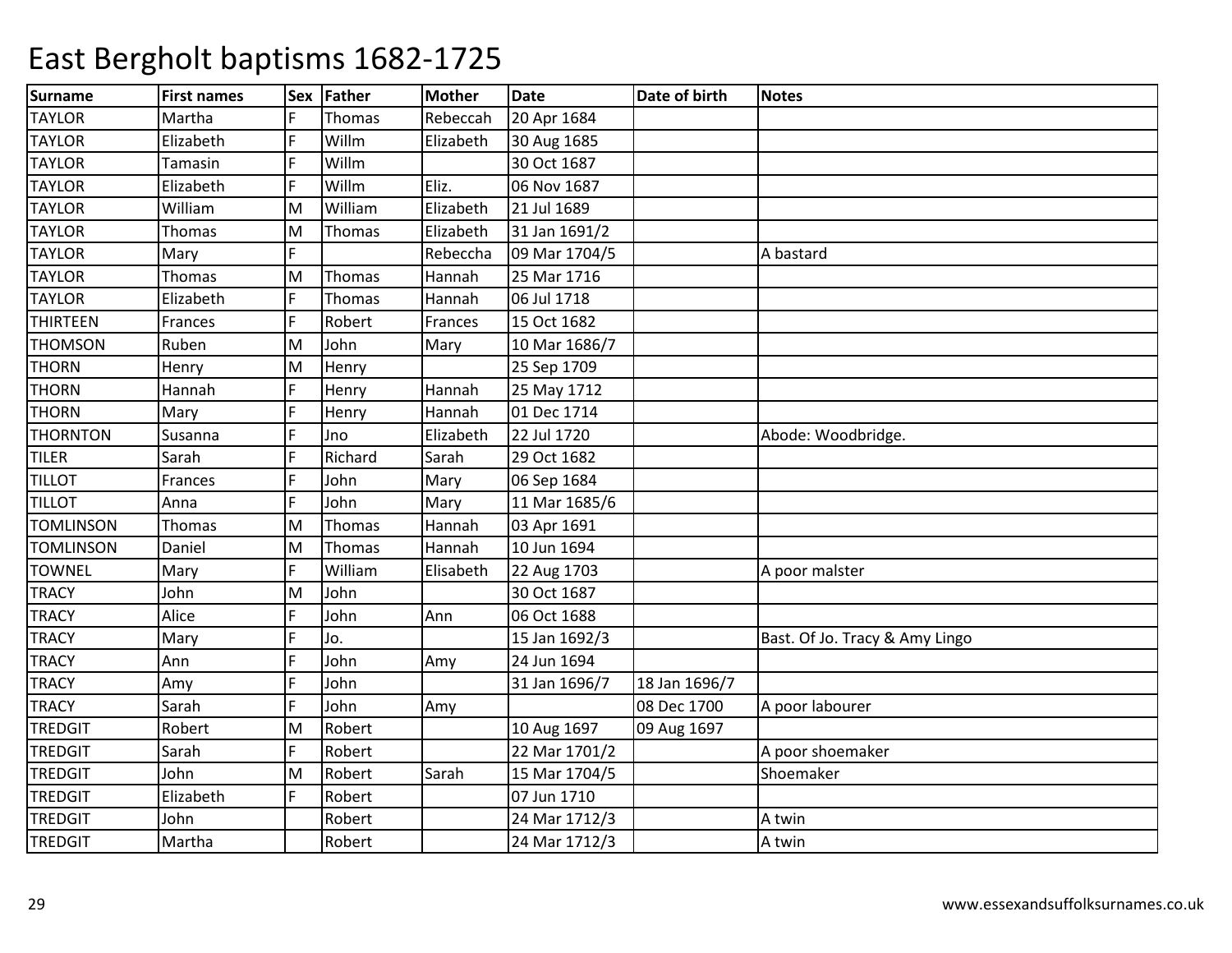# East Bergholt baptisms 1682-1725

| Surname | First names | Sex | Father | Mother | Date | Date of birth | Notes |
|---|---|---|---|---|---|---|---|
| TAYLOR | Martha | F | Thomas | Rebeccah | 20 Apr 1684 | | |
| TAYLOR | Elizabeth | F | Willm | Elizabeth | 30 Aug 1685 | | |
| TAYLOR | Tamasin | F | Willm | | 30 Oct 1687 | | |
| TAYLOR | Elizabeth | F | Willm | Eliz. | 06 Nov 1687 | | |
| TAYLOR | William | M | William | Elizabeth | 21 Jul 1689 | | |
| TAYLOR | Thomas | M | Thomas | Elizabeth | 31 Jan 1691/2 | | |
| TAYLOR | Mary | F | | Rebeccha | 09 Mar 1704/5 | | A bastard |
| TAYLOR | Thomas | M | Thomas | Hannah | 25 Mar 1716 | | |
| TAYLOR | Elizabeth | F | Thomas | Hannah | 06 Jul 1718 | | |
| THIRTEEN | Frances | F | Robert | Frances | 15 Oct 1682 | | |
| THOMSON | Ruben | M | John | Mary | 10 Mar 1686/7 | | |
| THORN | Henry | M | Henry | | 25 Sep 1709 | | |
| THORN | Hannah | F | Henry | Hannah | 25 May 1712 | | |
| THORN | Mary | F | Henry | Hannah | 01 Dec 1714 | | |
| THORNTON | Susanna | F | Jno | Elizabeth | 22 Jul 1720 | | Abode: Woodbridge. |
| TILER | Sarah | F | Richard | Sarah | 29 Oct 1682 | | |
| TILLOT | Frances | F | John | Mary | 06 Sep 1684 | | |
| TILLOT | Anna | F | John | Mary | 11 Mar 1685/6 | | |
| TOMLINSON | Thomas | M | Thomas | Hannah | 03 Apr 1691 | | |
| TOMLINSON | Daniel | M | Thomas | Hannah | 10 Jun 1694 | | |
| TOWNEL | Mary | F | William | Elisabeth | 22 Aug 1703 | | A poor malster |
| TRACY | John | M | John | | 30 Oct 1687 | | |
| TRACY | Alice | F | John | Ann | 06 Oct 1688 | | |
| TRACY | Mary | F | Jo. | | 15 Jan 1692/3 | | Bast. Of Jo. Tracy & Amy Lingo |
| TRACY | Ann | F | John | Amy | 24 Jun 1694 | | |
| TRACY | Amy | F | John | | 31 Jan 1696/7 | 18 Jan 1696/7 | |
| TRACY | Sarah | F | John | Amy | | 08 Dec 1700 | A poor labourer |
| TREDGIT | Robert | M | Robert | | 10 Aug 1697 | 09 Aug 1697 | |
| TREDGIT | Sarah | F | Robert | | 22 Mar 1701/2 | | A poor shoemaker |
| TREDGIT | John | M | Robert | Sarah | 15 Mar 1704/5 | | Shoemaker |
| TREDGIT | Elizabeth | F | Robert | | 07 Jun 1710 | | |
| TREDGIT | John | | Robert | | 24 Mar 1712/3 | | A twin |
| TREDGIT | Martha | | Robert | | 24 Mar 1712/3 | | A twin |

www.essexandsuffolksurnames.co.uk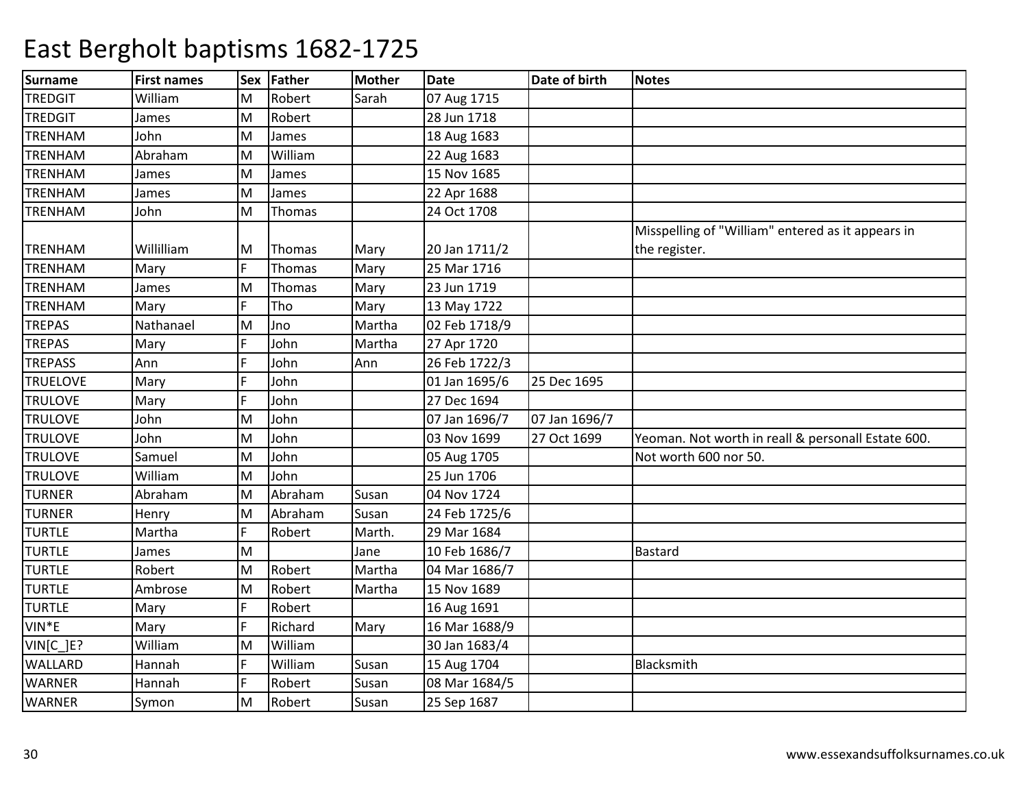# East Bergholt baptisms 1682-1725

| Surname | First names | Sex | Father | Mother | Date | Date of birth | Notes |
|---|---|---|---|---|---|---|---|
| TREDGIT | William | M | Robert | Sarah | 07 Aug 1715 | | |
| TREDGIT | James | M | Robert | | 28 Jun 1718 | | |
| TRENHAM | John | M | James | | 18 Aug 1683 | | |
| TRENHAM | Abraham | M | William | | 22 Aug 1683 | | |
| TRENHAM | James | M | James | | 15 Nov 1685 | | |
| TRENHAM | James | M | James | | 22 Apr 1688 | | |
| TRENHAM | John | M | Thomas | | 24 Oct 1708 | | |
| TRENHAM | Willilliam | M | Thomas | Mary | 20 Jan 1711/2 | | Misspelling of "William" entered as it appears in the register. |
| TRENHAM | Mary | F | Thomas | Mary | 25 Mar 1716 | | |
| TRENHAM | James | M | Thomas | Mary | 23 Jun 1719 | | |
| TRENHAM | Mary | F | Tho | Mary | 13 May 1722 | | |
| TREPAS | Nathanael | M | Jno | Martha | 02 Feb 1718/9 | | |
| TREPAS | Mary | F | John | Martha | 27 Apr 1720 | | |
| TREPASS | Ann | F | John | Ann | 26 Feb 1722/3 | | |
| TRUELOVE | Mary | F | John | | 01 Jan 1695/6 | 25 Dec 1695 | |
| TRULOVE | Mary | F | John | | 27 Dec 1694 | | |
| TRULOVE | John | M | John | | 07 Jan 1696/7 | 07 Jan 1696/7 | |
| TRULOVE | John | M | John | | 03 Nov 1699 | 27 Oct 1699 | Yeoman. Not worth in reall & personall Estate 600. |
| TRULOVE | Samuel | M | John | | 05 Aug 1705 | | Not worth 600 nor 50. |
| TRULOVE | William | M | John | | 25 Jun 1706 | | |
| TURNER | Abraham | M | Abraham | Susan | 04 Nov 1724 | | |
| TURNER | Henry | M | Abraham | Susan | 24 Feb 1725/6 | | |
| TURTLE | Martha | F | Robert | Marth. | 29 Mar 1684 | | |
| TURTLE | James | M | | Jane | 10 Feb 1686/7 | | Bastard |
| TURTLE | Robert | M | Robert | Martha | 04 Mar 1686/7 | | |
| TURTLE | Ambrose | M | Robert | Martha | 15 Nov 1689 | | |
| TURTLE | Mary | F | Robert | | 16 Aug 1691 | | |
| VIN*E | Mary | F | Richard | Mary | 16 Mar 1688/9 | | |
| VIN[C_]E? | William | M | William | | 30 Jan 1683/4 | | |
| WALLARD | Hannah | F | William | Susan | 15 Aug 1704 | | Blacksmith |
| WARNER | Hannah | F | Robert | Susan | 08 Mar 1684/5 | | |
| WARNER | Symon | M | Robert | Susan | 25 Sep 1687 | | |

www.essexandsuffolksurnames.co.uk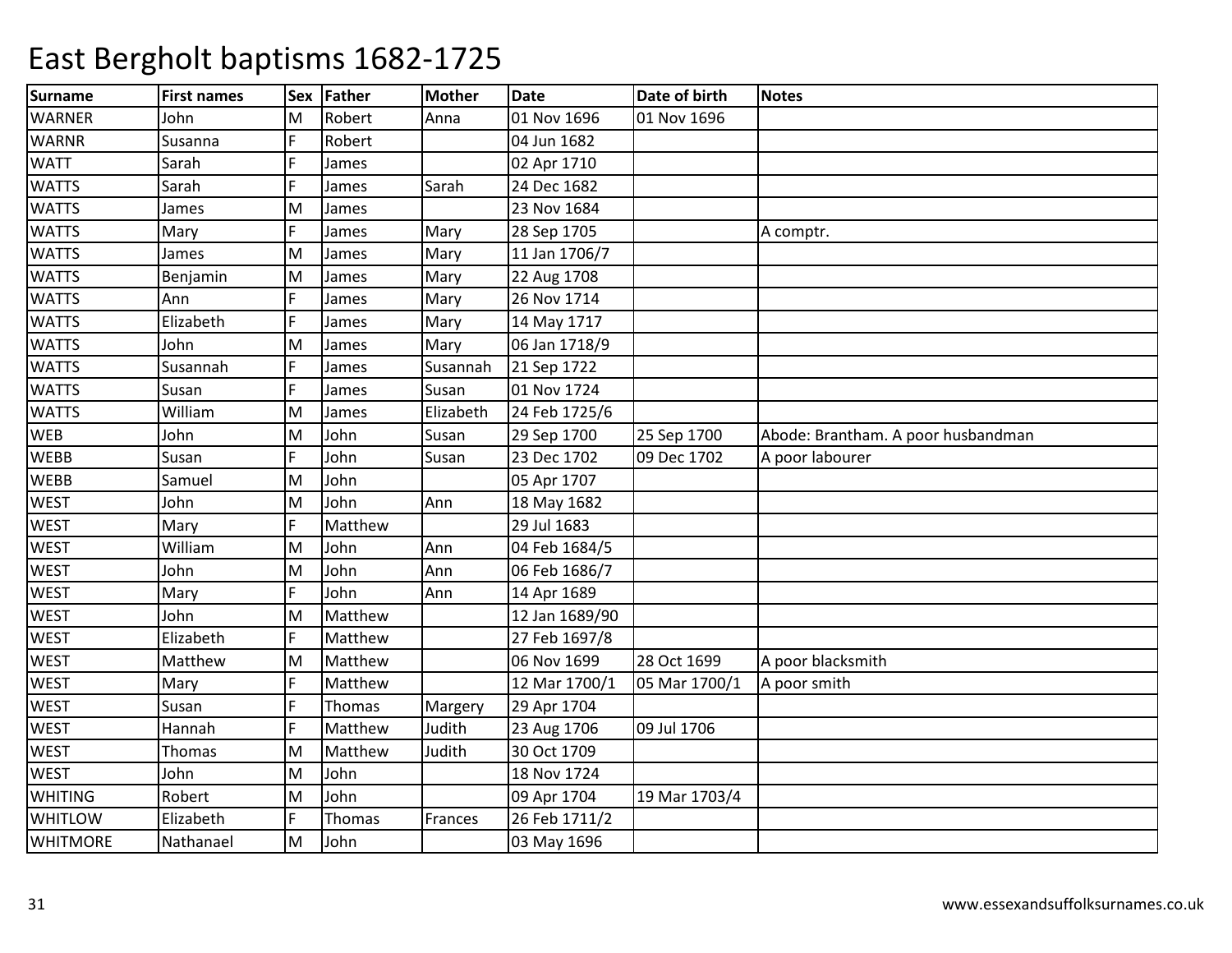# East Bergholt baptisms 1682-1725

| Surname | First names | Sex | Father | Mother | Date | Date of birth | Notes |
|---|---|---|---|---|---|---|---|
| WARNER | John | M | Robert | Anna | 01 Nov 1696 | 01 Nov 1696 | |
| WARNR | Susanna | F | Robert | | 04 Jun 1682 | | |
| WATT | Sarah | F | James | | 02 Apr 1710 | | |
| WATTS | Sarah | F | James | Sarah | 24 Dec 1682 | | |
| WATTS | James | M | James | | 23 Nov 1684 | | |
| WATTS | Mary | F | James | Mary | 28 Sep 1705 | | A comptr. |
| WATTS | James | M | James | Mary | 11 Jan 1706/7 | | |
| WATTS | Benjamin | M | James | Mary | 22 Aug 1708 | | |
| WATTS | Ann | F | James | Mary | 26 Nov 1714 | | |
| WATTS | Elizabeth | F | James | Mary | 14 May 1717 | | |
| WATTS | John | M | James | Mary | 06 Jan 1718/9 | | |
| WATTS | Susannah | F | James | Susannah | 21 Sep 1722 | | |
| WATTS | Susan | F | James | Susan | 01 Nov 1724 | | |
| WATTS | William | M | James | Elizabeth | 24 Feb 1725/6 | | |
| WEB | John | M | John | Susan | 29 Sep 1700 | 25 Sep 1700 | Abode: Brantham. A poor husbandman |
| WEBB | Susan | F | John | Susan | 23 Dec 1702 | 09 Dec 1702 | A poor labourer |
| WEBB | Samuel | M | John | | 05 Apr 1707 | | |
| WEST | John | M | John | Ann | 18 May 1682 | | |
| WEST | Mary | F | Matthew | | 29 Jul 1683 | | |
| WEST | William | M | John | Ann | 04 Feb 1684/5 | | |
| WEST | John | M | John | Ann | 06 Feb 1686/7 | | |
| WEST | Mary | F | John | Ann | 14 Apr 1689 | | |
| WEST | John | M | Matthew | | 12 Jan 1689/90 | | |
| WEST | Elizabeth | F | Matthew | | 27 Feb 1697/8 | | |
| WEST | Matthew | M | Matthew | | 06 Nov 1699 | 28 Oct 1699 | A poor blacksmith |
| WEST | Mary | F | Matthew | | 12 Mar 1700/1 | 05 Mar 1700/1 | A poor smith |
| WEST | Susan | F | Thomas | Margery | 29 Apr 1704 | | |
| WEST | Hannah | F | Matthew | Judith | 23 Aug 1706 | 09 Jul 1706 | |
| WEST | Thomas | M | Matthew | Judith | 30 Oct 1709 | | |
| WEST | John | M | John | | 18 Nov 1724 | | |
| WHITING | Robert | M | John | | 09 Apr 1704 | 19 Mar 1703/4 | |
| WHITLOW | Elizabeth | F | Thomas | Frances | 26 Feb 1711/2 | | |
| WHITMORE | Nathanael | M | John | | 03 May 1696 | | |

www.essexandsuffolksurnames.co.uk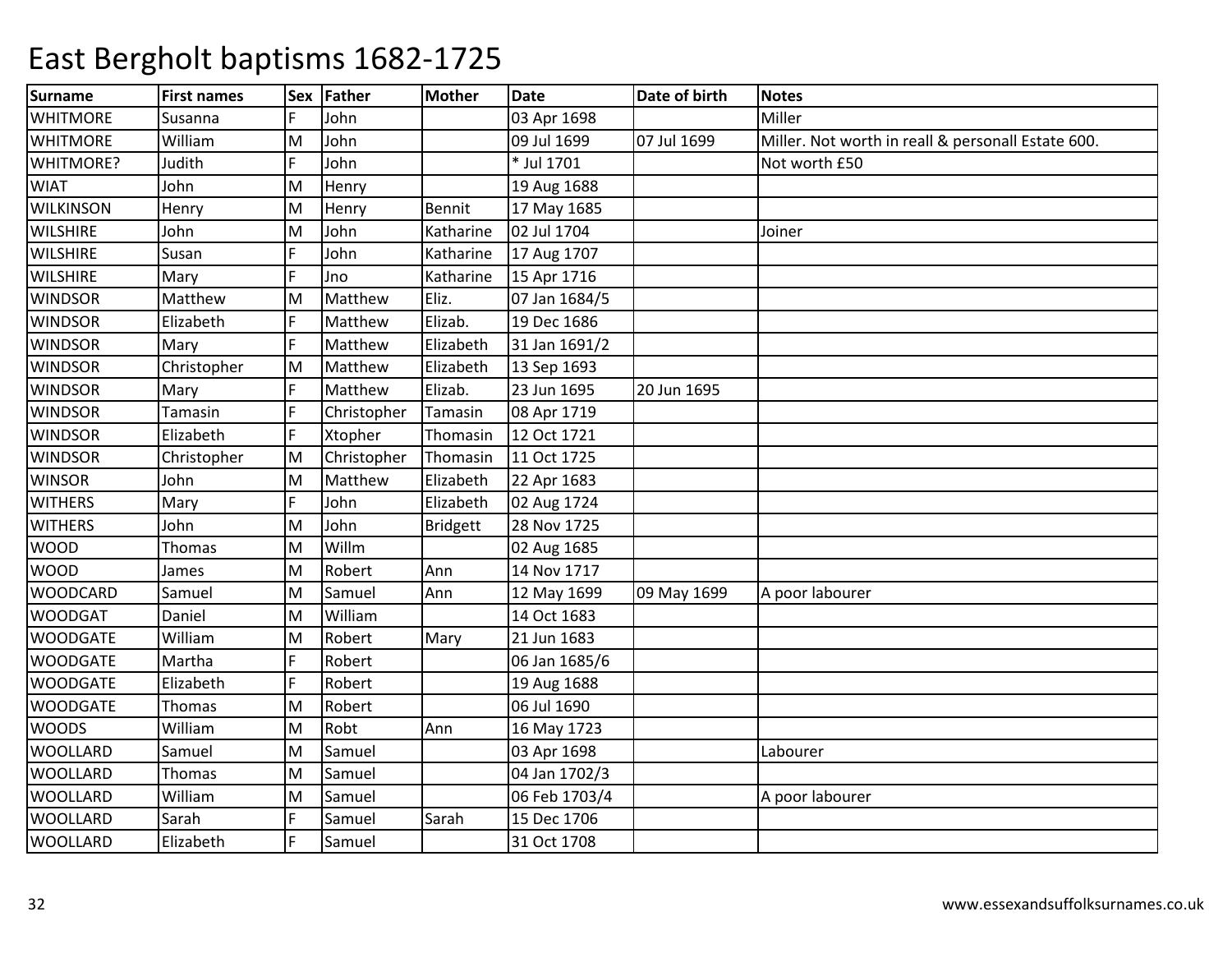# East Bergholt baptisms 1682-1725

| Surname | First names | Sex | Father | Mother | Date | Date of birth | Notes |
|---|---|---|---|---|---|---|---|
| WHITMORE | Susanna | F | John | | 03 Apr 1698 | | Miller |
| WHITMORE | William | M | John | | 09 Jul 1699 | 07 Jul 1699 | Miller. Not worth in reall & personall Estate 600. |
| WHITMORE? | Judith | F | John | | * Jul 1701 | | Not worth £50 |
| WIAT | John | M | Henry | | 19 Aug 1688 | | |
| WILKINSON | Henry | M | Henry | Bennit | 17 May 1685 | | |
| WILSHIRE | John | M | John | Katharine | 02 Jul 1704 | | Joiner |
| WILSHIRE | Susan | F | John | Katharine | 17 Aug 1707 | | |
| WILSHIRE | Mary | F | Jno | Katharine | 15 Apr 1716 | | |
| WINDSOR | Matthew | M | Matthew | Eliz. | 07 Jan 1684/5 | | |
| WINDSOR | Elizabeth | F | Matthew | Elizab. | 19 Dec 1686 | | |
| WINDSOR | Mary | F | Matthew | Elizabeth | 31 Jan 1691/2 | | |
| WINDSOR | Christopher | M | Matthew | Elizabeth | 13 Sep 1693 | | |
| WINDSOR | Mary | F | Matthew | Elizab. | 23 Jun 1695 | 20 Jun 1695 | |
| WINDSOR | Tamasin | F | Christopher | Tamasin | 08 Apr 1719 | | |
| WINDSOR | Elizabeth | F | Xtopher | Thomasin | 12 Oct 1721 | | |
| WINDSOR | Christopher | M | Christopher | Thomasin | 11 Oct 1725 | | |
| WINSOR | John | M | Matthew | Elizabeth | 22 Apr 1683 | | |
| WITHERS | Mary | F | John | Elizabeth | 02 Aug 1724 | | |
| WITHERS | John | M | John | Bridgett | 28 Nov 1725 | | |
| WOOD | Thomas | M | Willm | | 02 Aug 1685 | | |
| WOOD | James | M | Robert | Ann | 14 Nov 1717 | | |
| WOODCARD | Samuel | M | Samuel | Ann | 12 May 1699 | 09 May 1699 | A poor labourer |
| WOODGAT | Daniel | M | William | | 14 Oct 1683 | | |
| WOODGATE | William | M | Robert | Mary | 21 Jun 1683 | | |
| WOODGATE | Martha | F | Robert | | 06 Jan 1685/6 | | |
| WOODGATE | Elizabeth | F | Robert | | 19 Aug 1688 | | |
| WOODGATE | Thomas | M | Robert | | 06 Jul 1690 | | |
| WOODS | William | M | Robt | Ann | 16 May 1723 | | |
| WOOLLARD | Samuel | M | Samuel | | 03 Apr 1698 | | Labourer |
| WOOLLARD | Thomas | M | Samuel | | 04 Jan 1702/3 | | |
| WOOLLARD | William | M | Samuel | | 06 Feb 1703/4 | | A poor labourer |
| WOOLLARD | Sarah | F | Samuel | Sarah | 15 Dec 1706 | | |
| WOOLLARD | Elizabeth | F | Samuel | | 31 Oct 1708 | | |

www.essexandsuffolksurnames.co.uk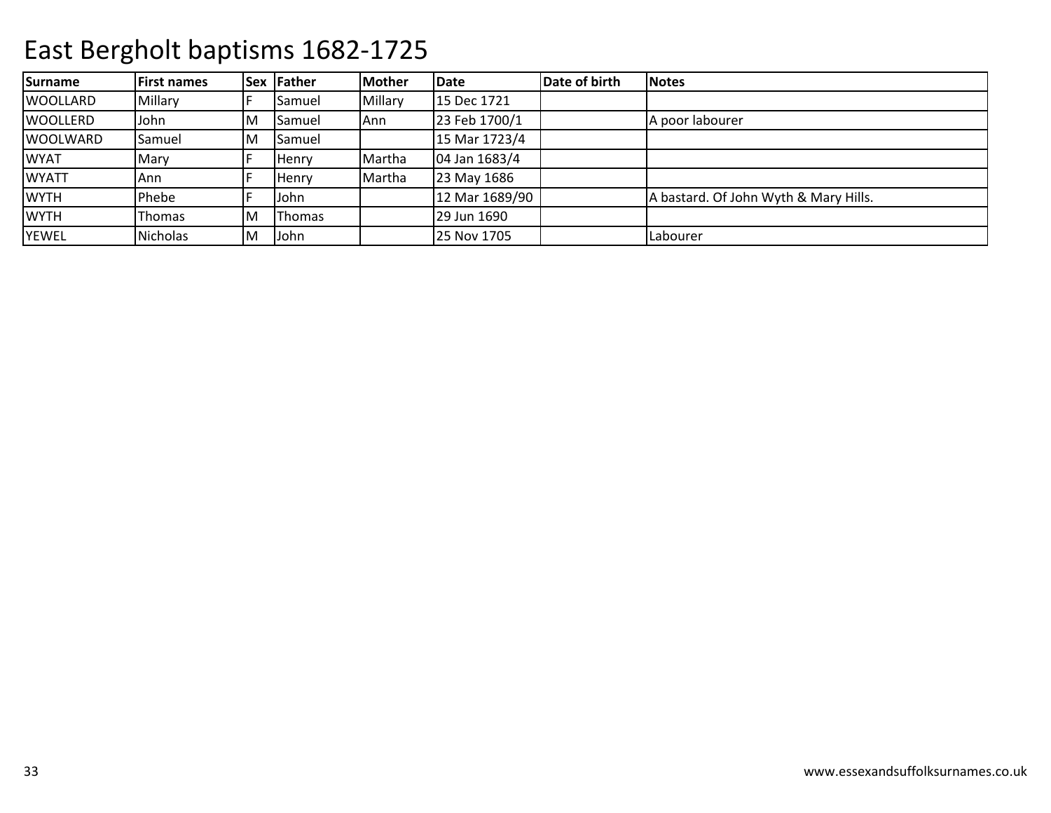# East Bergholt baptisms 1682-1725

| Surname | First names | Sex | Father | Mother | Date | Date of birth | Notes |
|---|---|---|---|---|---|---|---|
| WOOLLARD | Millary | F | Samuel | Millary | 15 Dec 1721 | | |
| WOOLLERD | John | M | Samuel | Ann | 23 Feb 1700/1 | | A poor labourer |
| WOOLWARD | Samuel | M | Samuel | | 15 Mar 1723/4 | | |
| WYAT | Mary | F | Henry | Martha | 04 Jan 1683/4 | | |
| WYATT | Ann | F | Henry | Martha | 23 May 1686 | | |
| WYTH | Phebe | F | John | | 12 Mar 1689/90 | | A bastard. Of John Wyth & Mary Hills. |
| WYTH | Thomas | M | Thomas | | 29 Jun 1690 | | |
| YEWEL | Nicholas | M | John | | 25 Nov 1705 | | Labourer |

www.essexandsuffolksurnames.co.uk